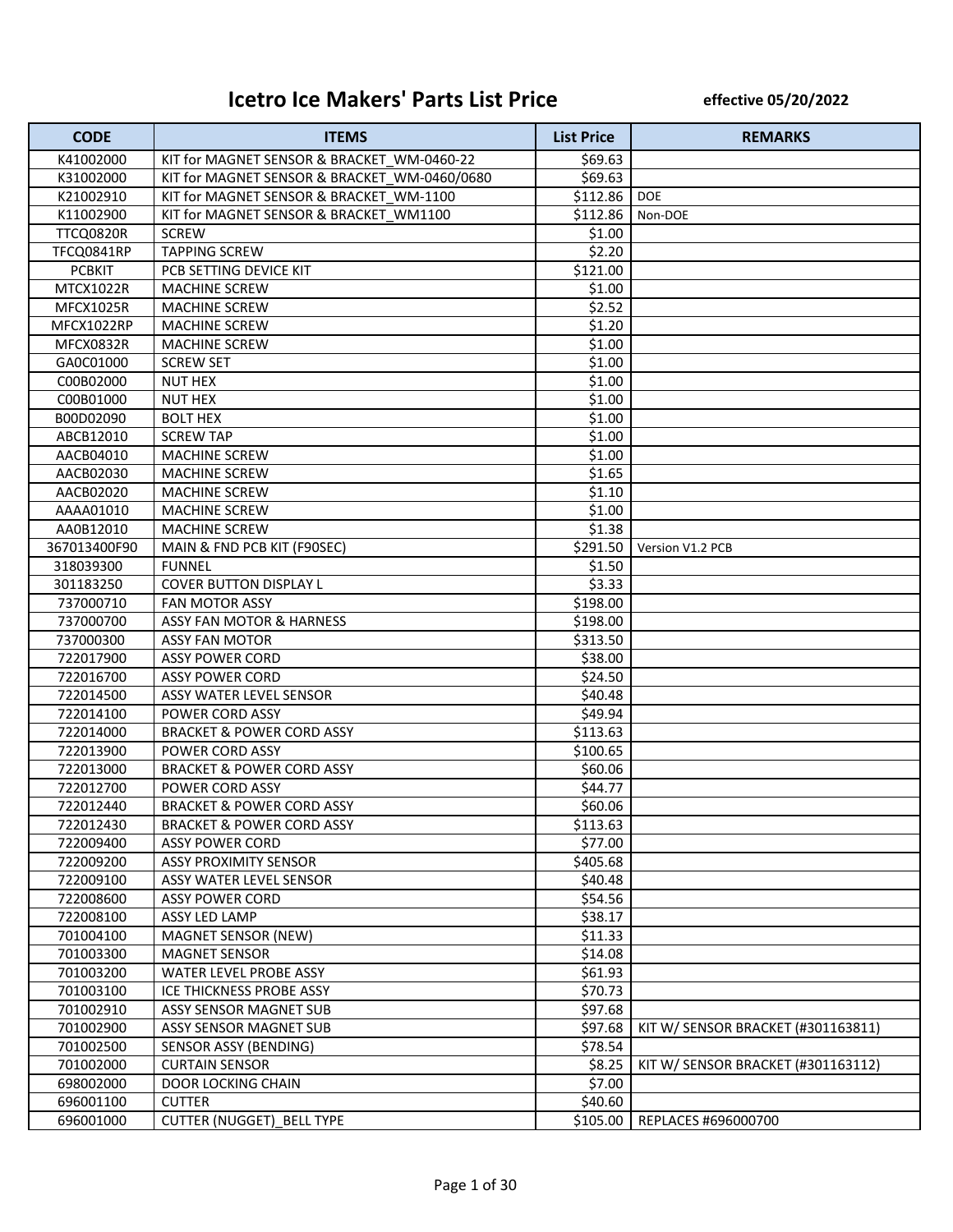# Icetro Ice Makers' Parts List Price

**effective 05/20/2022**

| CODE | ITEMS | List Price | REMARKS |
|---|---|---|---|
| K41002000 | KIT for MAGNET SENSOR & BRACKET_WM-0460-22 | $69.63 | |
| K31002000 | KIT for MAGNET SENSOR & BRACKET_WM-0460/0680 | $69.63 | |
| K21002910 | KIT for MAGNET SENSOR & BRACKET_WM-1100 | $112.86 | DOE |
| K11002900 | KIT for MAGNET SENSOR & BRACKET_WM1100 | $112.86 | Non-DOE |
| TTCQ0820R | SCREW | $1.00 | |
| TFCQ0841RP | TAPPING SCREW | $2.20 | |
| PCBKIT | PCB SETTING DEVICE KIT | $121.00 | |
| MTCX1022R | MACHINE SCREW | $1.00 | |
| MFCX1025R | MACHINE SCREW | $2.52 | |
| MFCX1022RP | MACHINE SCREW | $1.20 | |
| MFCX0832R | MACHINE SCREW | $1.00 | |
| GA0C01000 | SCREW SET | $1.00 | |
| C00B02000 | NUT HEX | $1.00 | |
| C00B01000 | NUT HEX | $1.00 | |
| B00D02090 | BOLT HEX | $1.00 | |
| ABCB12010 | SCREW TAP | $1.00 | |
| AACB04010 | MACHINE SCREW | $1.00 | |
| AACB02030 | MACHINE SCREW | $1.65 | |
| AACB02020 | MACHINE SCREW | $1.10 | |
| AAAA01010 | MACHINE SCREW | $1.00 | |
| AA0B12010 | MACHINE SCREW | $1.38 | |
| 367013400F90 | MAIN & FND PCB KIT (F90SEC) | $291.50 | Version V1.2 PCB |
| 318039300 | FUNNEL | $1.50 | |
| 301183250 | COVER BUTTON DISPLAY L | $3.33 | |
| 737000710 | FAN MOTOR ASSY | $198.00 | |
| 737000700 | ASSY FAN MOTOR & HARNESS | $198.00 | |
| 737000300 | ASSY FAN MOTOR | $313.50 | |
| 722017900 | ASSY POWER CORD | $38.00 | |
| 722016700 | ASSY POWER CORD | $24.50 | |
| 722014500 | ASSY WATER LEVEL SENSOR | $40.48 | |
| 722014100 | POWER CORD ASSY | $49.94 | |
| 722014000 | BRACKET & POWER CORD ASSY | $113.63 | |
| 722013900 | POWER CORD ASSY | $100.65 | |
| 722013000 | BRACKET & POWER CORD ASSY | $60.06 | |
| 722012700 | POWER CORD ASSY | $44.77 | |
| 722012440 | BRACKET & POWER CORD ASSY | $60.06 | |
| 722012430 | BRACKET & POWER CORD ASSY | $113.63 | |
| 722009400 | ASSY POWER CORD | $77.00 | |
| 722009200 | ASSY PROXIMITY SENSOR | $405.68 | |
| 722009100 | ASSY WATER LEVEL SENSOR | $40.48 | |
| 722008600 | ASSY POWER CORD | $54.56 | |
| 722008100 | ASSY LED LAMP | $38.17 | |
| 701004100 | MAGNET SENSOR (NEW) | $11.33 | |
| 701003300 | MAGNET SENSOR | $14.08 | |
| 701003200 | WATER LEVEL PROBE ASSY | $61.93 | |
| 701003100 | ICE THICKNESS PROBE ASSY | $70.73 | |
| 701002910 | ASSY SENSOR MAGNET SUB | $97.68 | |
| 701002900 | ASSY SENSOR MAGNET SUB | $97.68 | KIT W/ SENSOR BRACKET (#301163811) |
| 701002500 | SENSOR ASSY (BENDING) | $78.54 | |
| 701002000 | CURTAIN SENSOR | $8.25 | KIT W/ SENSOR BRACKET (#301163112) |
| 698002000 | DOOR LOCKING CHAIN | $7.00 | |
| 696001100 | CUTTER | $40.60 | |
| 696001000 | CUTTER (NUGGET)_BELL TYPE | $105.00 | REPLACES #696000700 |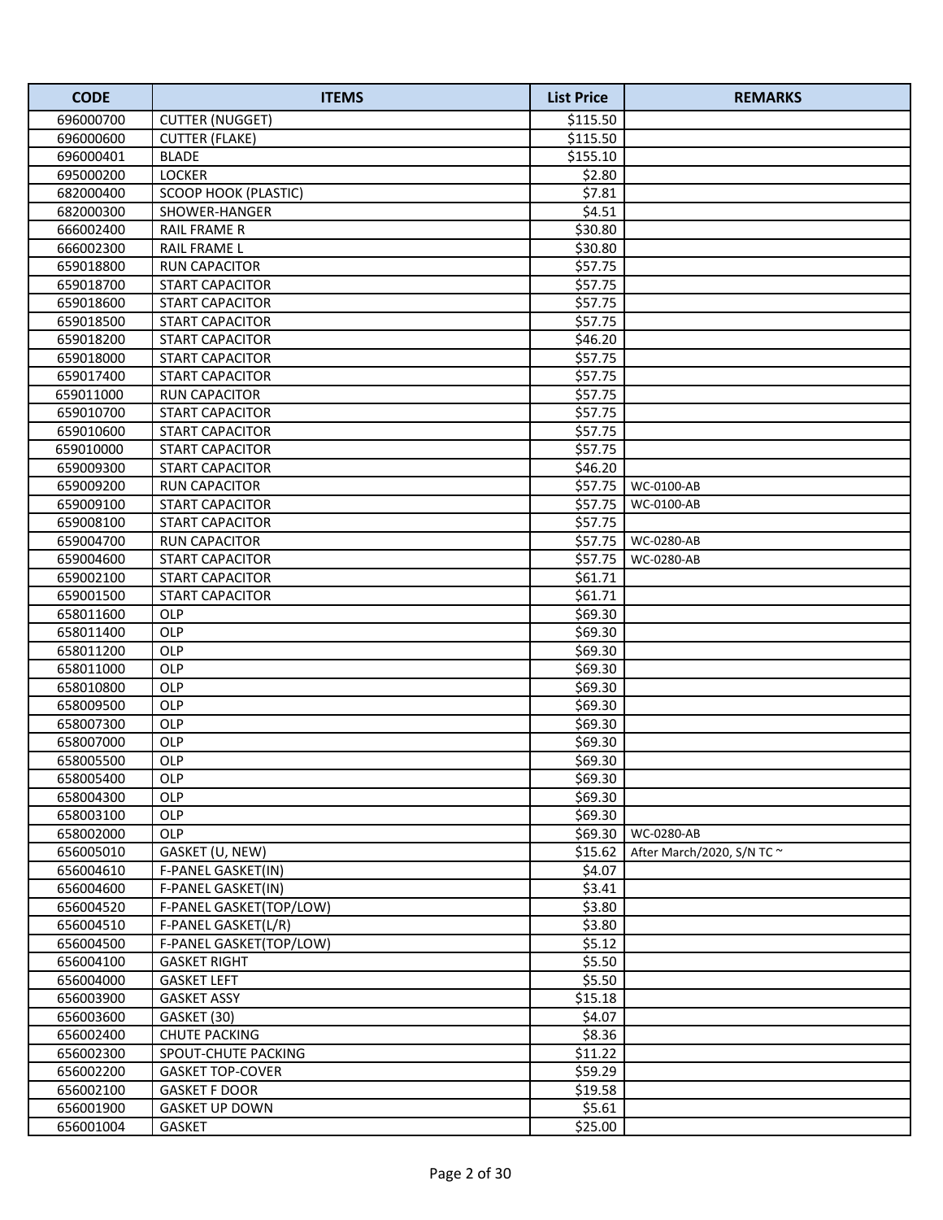| CODE | ITEMS | List Price | REMARKS |
|---|---|---|---|
| 696000700 | CUTTER (NUGGET) | $115.50 | |
| 696000600 | CUTTER (FLAKE) | $115.50 | |
| 696000401 | BLADE | $155.10 | |
| 695000200 | LOCKER | $2.80 | |
| 682000400 | SCOOP HOOK (PLASTIC) | $7.81 | |
| 682000300 | SHOWER-HANGER | $4.51 | |
| 666002400 | RAIL FRAME R | $30.80 | |
| 666002300 | RAIL FRAME L | $30.80 | |
| 659018800 | RUN CAPACITOR | $57.75 | |
| 659018700 | START CAPACITOR | $57.75 | |
| 659018600 | START CAPACITOR | $57.75 | |
| 659018500 | START CAPACITOR | $57.75 | |
| 659018200 | START CAPACITOR | $46.20 | |
| 659018000 | START CAPACITOR | $57.75 | |
| 659017400 | START CAPACITOR | $57.75 | |
| 659011000 | RUN CAPACITOR | $57.75 | |
| 659010700 | START CAPACITOR | $57.75 | |
| 659010600 | START CAPACITOR | $57.75 | |
| 659010000 | START CAPACITOR | $57.75 | |
| 659009300 | START CAPACITOR | $46.20 | |
| 659009200 | RUN CAPACITOR | $57.75 | WC-0100-AB |
| 659009100 | START CAPACITOR | $57.75 | WC-0100-AB |
| 659008100 | START CAPACITOR | $57.75 | |
| 659004700 | RUN CAPACITOR | $57.75 | WC-0280-AB |
| 659004600 | START CAPACITOR | $57.75 | WC-0280-AB |
| 659002100 | START CAPACITOR | $61.71 | |
| 659001500 | START CAPACITOR | $61.71 | |
| 658011600 | OLP | $69.30 | |
| 658011400 | OLP | $69.30 | |
| 658011200 | OLP | $69.30 | |
| 658011000 | OLP | $69.30 | |
| 658010800 | OLP | $69.30 | |
| 658009500 | OLP | $69.30 | |
| 658007300 | OLP | $69.30 | |
| 658007000 | OLP | $69.30 | |
| 658005500 | OLP | $69.30 | |
| 658005400 | OLP | $69.30 | |
| 658004300 | OLP | $69.30 | |
| 658003100 | OLP | $69.30 | |
| 658002000 | OLP | $69.30 | WC-0280-AB |
| 656005010 | GASKET (U, NEW) | $15.62 | After March/2020, S/N TC ~ |
| 656004610 | F-PANEL GASKET(IN) | $4.07 | |
| 656004600 | F-PANEL GASKET(IN) | $3.41 | |
| 656004520 | F-PANEL GASKET(TOP/LOW) | $3.80 | |
| 656004510 | F-PANEL GASKET(L/R) | $3.80 | |
| 656004500 | F-PANEL GASKET(TOP/LOW) | $5.12 | |
| 656004100 | GASKET RIGHT | $5.50 | |
| 656004000 | GASKET LEFT | $5.50 | |
| 656003900 | GASKET ASSY | $15.18 | |
| 656003600 | GASKET (30) | $4.07 | |
| 656002400 | CHUTE PACKING | $8.36 | |
| 656002300 | SPOUT-CHUTE PACKING | $11.22 | |
| 656002200 | GASKET TOP-COVER | $59.29 | |
| 656002100 | GASKET F DOOR | $19.58 | |
| 656001900 | GASKET UP DOWN | $5.61 | |
| 656001004 | GASKET | $25.00 | |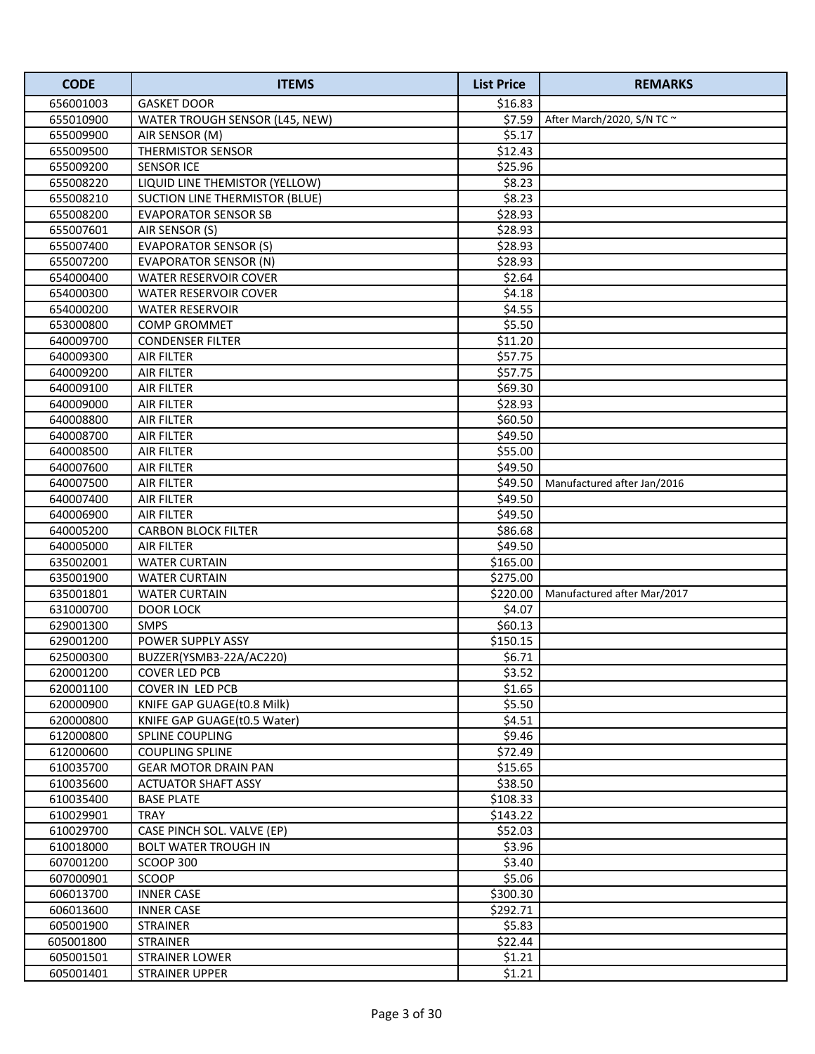| CODE | ITEMS | List Price | REMARKS |
| --- | --- | --- | --- |
| 656001003 | GASKET DOOR | $16.83 | |
| 655010900 | WATER TROUGH SENSOR (L45, NEW) | $7.59 | After March/2020, S/N TC ~ |
| 655009900 | AIR SENSOR (M) | $5.17 | |
| 655009500 | THERMISTOR SENSOR | $12.43 | |
| 655009200 | SENSOR ICE | $25.96 | |
| 655008220 | LIQUID LINE THEMISTOR (YELLOW) | $8.23 | |
| 655008210 | SUCTION LINE THERMISTOR (BLUE) | $8.23 | |
| 655008200 | EVAPORATOR SENSOR SB | $28.93 | |
| 655007601 | AIR SENSOR (S) | $28.93 | |
| 655007400 | EVAPORATOR SENSOR (S) | $28.93 | |
| 655007200 | EVAPORATOR SENSOR (N) | $28.93 | |
| 654000400 | WATER RESERVOIR COVER | $2.64 | |
| 654000300 | WATER RESERVOIR COVER | $4.18 | |
| 654000200 | WATER RESERVOIR | $4.55 | |
| 653000800 | COMP GROMMET | $5.50 | |
| 640009700 | CONDENSER FILTER | $11.20 | |
| 640009300 | AIR FILTER | $57.75 | |
| 640009200 | AIR FILTER | $57.75 | |
| 640009100 | AIR FILTER | $69.30 | |
| 640009000 | AIR FILTER | $28.93 | |
| 640008800 | AIR FILTER | $60.50 | |
| 640008700 | AIR FILTER | $49.50 | |
| 640008500 | AIR FILTER | $55.00 | |
| 640007600 | AIR FILTER | $49.50 | |
| 640007500 | AIR FILTER | $49.50 | Manufactured after Jan/2016 |
| 640007400 | AIR FILTER | $49.50 | |
| 640006900 | AIR FILTER | $49.50 | |
| 640005200 | CARBON BLOCK FILTER | $86.68 | |
| 640005000 | AIR FILTER | $49.50 | |
| 635002001 | WATER CURTAIN | $165.00 | |
| 635001900 | WATER CURTAIN | $275.00 | |
| 635001801 | WATER CURTAIN | $220.00 | Manufactured after Mar/2017 |
| 631000700 | DOOR LOCK | $4.07 | |
| 629001300 | SMPS | $60.13 | |
| 629001200 | POWER SUPPLY ASSY | $150.15 | |
| 625000300 | BUZZER(YSMB3-22A/AC220) | $6.71 | |
| 620001200 | COVER LED PCB | $3.52 | |
| 620001100 | COVER IN LED PCB | $1.65 | |
| 620000900 | KNIFE GAP GUAGE(t0.8 Milk) | $5.50 | |
| 620000800 | KNIFE GAP GUAGE(t0.5 Water) | $4.51 | |
| 612000800 | SPLINE COUPLING | $9.46 | |
| 612000600 | COUPLING SPLINE | $72.49 | |
| 610035700 | GEAR MOTOR DRAIN PAN | $15.65 | |
| 610035600 | ACTUATOR SHAFT ASSY | $38.50 | |
| 610035400 | BASE PLATE | $108.33 | |
| 610029901 | TRAY | $143.22 | |
| 610029700 | CASE PINCH SOL. VALVE (EP) | $52.03 | |
| 610018000 | BOLT WATER TROUGH IN | $3.96 | |
| 607001200 | SCOOP 300 | $3.40 | |
| 607000901 | SCOOP | $5.06 | |
| 606013700 | INNER CASE | $300.30 | |
| 606013600 | INNER CASE | $292.71 | |
| 605001900 | STRAINER | $5.83 | |
| 605001800 | STRAINER | $22.44 | |
| 605001501 | STRAINER LOWER | $1.21 | |
| 605001401 | STRAINER UPPER | $1.21 | |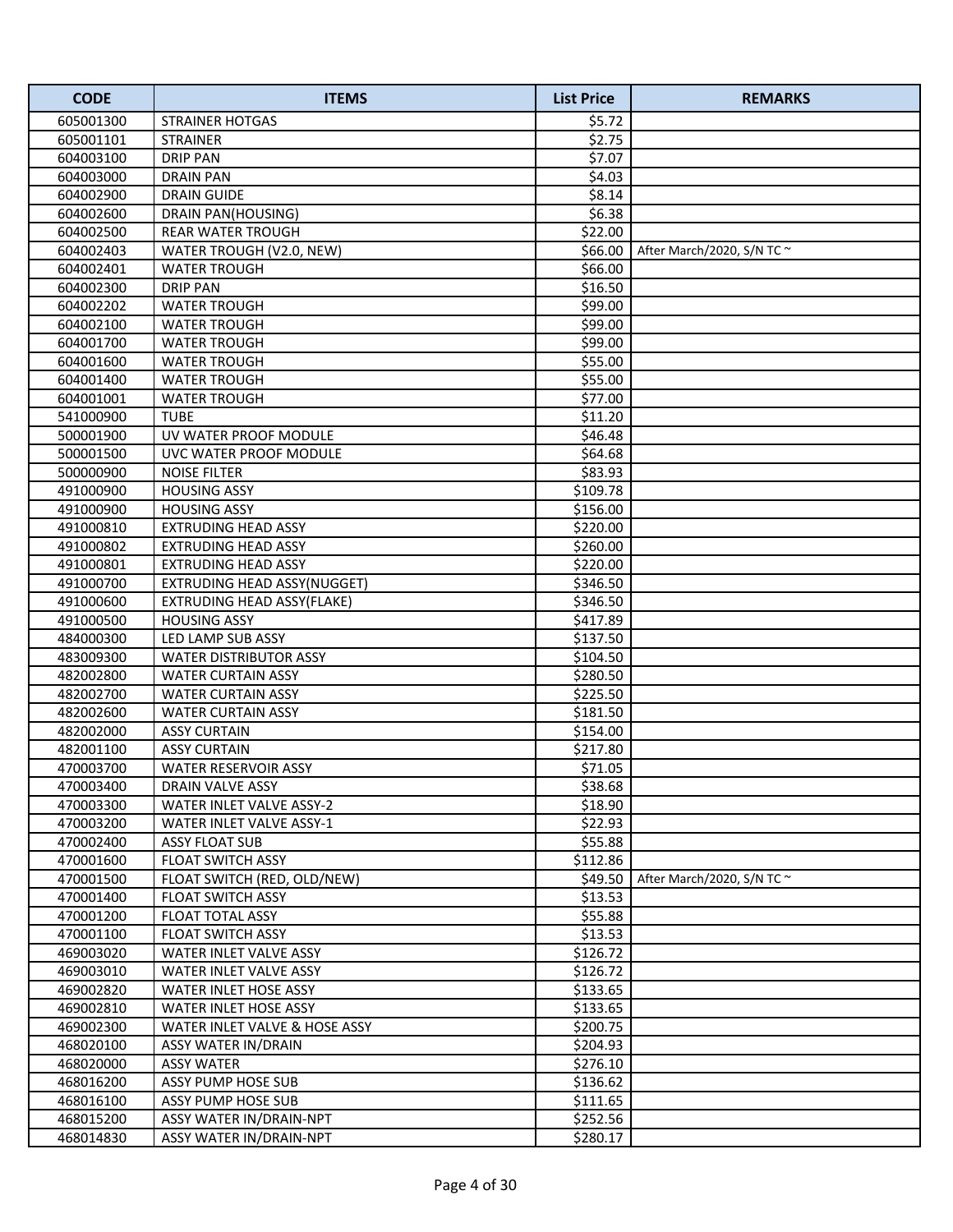| CODE | ITEMS | List Price | REMARKS |
|---|---|---|---|
| 605001300 | STRAINER HOTGAS | $5.72 | |
| 605001101 | STRAINER | $2.75 | |
| 604003100 | DRIP PAN | $7.07 | |
| 604003000 | DRAIN PAN | $4.03 | |
| 604002900 | DRAIN GUIDE | $8.14 | |
| 604002600 | DRAIN PAN(HOUSING) | $6.38 | |
| 604002500 | REAR WATER TROUGH | $22.00 | |
| 604002403 | WATER TROUGH (V2.0, NEW) | $66.00 | After March/2020, S/N TC ~ |
| 604002401 | WATER TROUGH | $66.00 | |
| 604002300 | DRIP PAN | $16.50 | |
| 604002202 | WATER TROUGH | $99.00 | |
| 604002100 | WATER TROUGH | $99.00 | |
| 604001700 | WATER TROUGH | $99.00 | |
| 604001600 | WATER TROUGH | $55.00 | |
| 604001400 | WATER TROUGH | $55.00 | |
| 604001001 | WATER TROUGH | $77.00 | |
| 541000900 | TUBE | $11.20 | |
| 500001900 | UV WATER PROOF MODULE | $46.48 | |
| 500001500 | UVC WATER PROOF MODULE | $64.68 | |
| 500000900 | NOISE FILTER | $83.93 | |
| 491000900 | HOUSING ASSY | $109.78 | |
| 491000900 | HOUSING ASSY | $156.00 | |
| 491000810 | EXTRUDING HEAD ASSY | $220.00 | |
| 491000802 | EXTRUDING HEAD ASSY | $260.00 | |
| 491000801 | EXTRUDING HEAD ASSY | $220.00 | |
| 491000700 | EXTRUDING HEAD ASSY(NUGGET) | $346.50 | |
| 491000600 | EXTRUDING HEAD ASSY(FLAKE) | $346.50 | |
| 491000500 | HOUSING ASSY | $417.89 | |
| 484000300 | LED LAMP SUB ASSY | $137.50 | |
| 483009300 | WATER DISTRIBUTOR ASSY | $104.50 | |
| 482002800 | WATER CURTAIN ASSY | $280.50 | |
| 482002700 | WATER CURTAIN ASSY | $225.50 | |
| 482002600 | WATER CURTAIN ASSY | $181.50 | |
| 482002000 | ASSY CURTAIN | $154.00 | |
| 482001100 | ASSY CURTAIN | $217.80 | |
| 470003700 | WATER RESERVOIR ASSY | $71.05 | |
| 470003400 | DRAIN VALVE ASSY | $38.68 | |
| 470003300 | WATER INLET VALVE ASSY-2 | $18.90 | |
| 470003200 | WATER INLET VALVE ASSY-1 | $22.93 | |
| 470002400 | ASSY FLOAT SUB | $55.88 | |
| 470001600 | FLOAT SWITCH ASSY | $112.86 | |
| 470001500 | FLOAT SWITCH (RED, OLD/NEW) | $49.50 | After March/2020, S/N TC ~ |
| 470001400 | FLOAT SWITCH ASSY | $13.53 | |
| 470001200 | FLOAT TOTAL ASSY | $55.88 | |
| 470001100 | FLOAT SWITCH ASSY | $13.53 | |
| 469003020 | WATER INLET VALVE ASSY | $126.72 | |
| 469003010 | WATER INLET VALVE ASSY | $126.72 | |
| 469002820 | WATER INLET HOSE ASSY | $133.65 | |
| 469002810 | WATER INLET HOSE ASSY | $133.65 | |
| 469002300 | WATER INLET VALVE & HOSE ASSY | $200.75 | |
| 468020100 | ASSY WATER IN/DRAIN | $204.93 | |
| 468020000 | ASSY WATER | $276.10 | |
| 468016200 | ASSY PUMP HOSE SUB | $136.62 | |
| 468016100 | ASSY PUMP HOSE SUB | $111.65 | |
| 468015200 | ASSY WATER IN/DRAIN-NPT | $252.56 | |
| 468014830 | ASSY WATER IN/DRAIN-NPT | $280.17 | |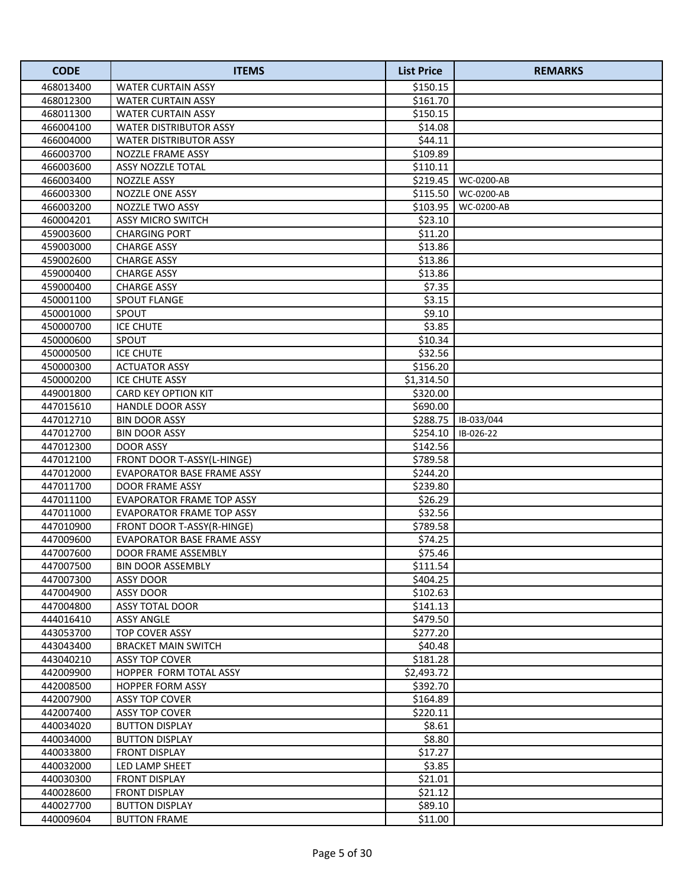| CODE | ITEMS | List Price | REMARKS |
|---|---|---|---|
| 468013400 | WATER CURTAIN ASSY | $150.15 | |
| 468012300 | WATER CURTAIN ASSY | $161.70 | |
| 468011300 | WATER CURTAIN ASSY | $150.15 | |
| 466004100 | WATER DISTRIBUTOR ASSY | $14.08 | |
| 466004000 | WATER DISTRIBUTOR ASSY | $44.11 | |
| 466003700 | NOZZLE FRAME ASSY | $109.89 | |
| 466003600 | ASSY NOZZLE TOTAL | $110.11 | |
| 466003400 | NOZZLE ASSY | $219.45 | WC-0200-AB |
| 466003300 | NOZZLE ONE ASSY | $115.50 | WC-0200-AB |
| 466003200 | NOZZLE TWO ASSY | $103.95 | WC-0200-AB |
| 460004201 | ASSY MICRO SWITCH | $23.10 | |
| 459003600 | CHARGING PORT | $11.20 | |
| 459003000 | CHARGE ASSY | $13.86 | |
| 459002600 | CHARGE ASSY | $13.86 | |
| 459000400 | CHARGE ASSY | $13.86 | |
| 459000400 | CHARGE ASSY | $7.35 | |
| 450001100 | SPOUT FLANGE | $3.15 | |
| 450001000 | SPOUT | $9.10 | |
| 450000700 | ICE CHUTE | $3.85 | |
| 450000600 | SPOUT | $10.34 | |
| 450000500 | ICE CHUTE | $32.56 | |
| 450000300 | ACTUATOR ASSY | $156.20 | |
| 450000200 | ICE CHUTE ASSY | $1,314.50 | |
| 449001800 | CARD KEY OPTION KIT | $320.00 | |
| 447015610 | HANDLE DOOR ASSY | $690.00 | |
| 447012710 | BIN DOOR ASSY | $288.75 | IB-033/044 |
| 447012700 | BIN DOOR ASSY | $254.10 | IB-026-22 |
| 447012300 | DOOR ASSY | $142.56 | |
| 447012100 | FRONT DOOR T-ASSY(L-HINGE) | $789.58 | |
| 447012000 | EVAPORATOR BASE FRAME ASSY | $244.20 | |
| 447011700 | DOOR FRAME ASSY | $239.80 | |
| 447011100 | EVAPORATOR FRAME TOP ASSY | $26.29 | |
| 447011000 | EVAPORATOR FRAME TOP ASSY | $32.56 | |
| 447010900 | FRONT DOOR T-ASSY(R-HINGE) | $789.58 | |
| 447009600 | EVAPORATOR BASE FRAME ASSY | $74.25 | |
| 447007600 | DOOR FRAME ASSEMBLY | $75.46 | |
| 447007500 | BIN DOOR ASSEMBLY | $111.54 | |
| 447007300 | ASSY DOOR | $404.25 | |
| 447004900 | ASSY DOOR | $102.63 | |
| 447004800 | ASSY TOTAL DOOR | $141.13 | |
| 444016410 | ASSY ANGLE | $479.50 | |
| 443053700 | TOP COVER ASSY | $277.20 | |
| 443043400 | BRACKET MAIN SWITCH | $40.48 | |
| 443040210 | ASSY TOP COVER | $181.28 | |
| 442009900 | HOPPER FORM TOTAL ASSY | $2,493.72 | |
| 442008500 | HOPPER FORM ASSY | $392.70 | |
| 442007900 | ASSY TOP COVER | $164.89 | |
| 442007400 | ASSY TOP COVER | $220.11 | |
| 440034020 | BUTTON DISPLAY | $8.61 | |
| 440034000 | BUTTON DISPLAY | $8.80 | |
| 440033800 | FRONT DISPLAY | $17.27 | |
| 440032000 | LED LAMP SHEET | $3.85 | |
| 440030300 | FRONT DISPLAY | $21.01 | |
| 440028600 | FRONT DISPLAY | $21.12 | |
| 440027700 | BUTTON DISPLAY | $89.10 | |
| 440009604 | BUTTON FRAME | $11.00 | |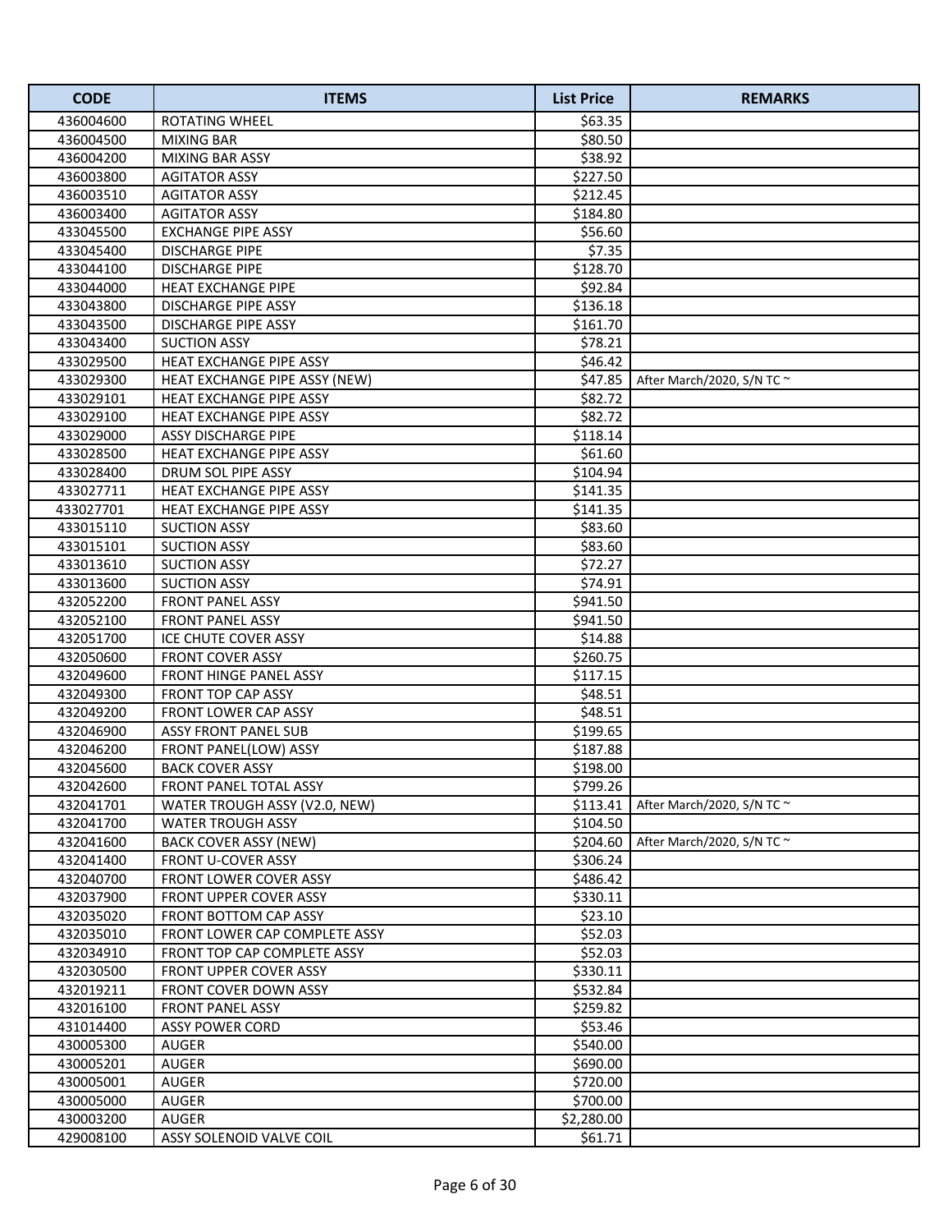| CODE | ITEMS | List Price | REMARKS |
|---|---|---|---|
| 436004600 | ROTATING WHEEL | $63.35 | |
| 436004500 | MIXING BAR | $80.50 | |
| 436004200 | MIXING BAR ASSY | $38.92 | |
| 436003800 | AGITATOR ASSY | $227.50 | |
| 436003510 | AGITATOR ASSY | $212.45 | |
| 436003400 | AGITATOR ASSY | $184.80 | |
| 433045500 | EXCHANGE PIPE ASSY | $56.60 | |
| 433045400 | DISCHARGE PIPE | $7.35 | |
| 433044100 | DISCHARGE PIPE | $128.70 | |
| 433044000 | HEAT EXCHANGE PIPE | $92.84 | |
| 433043800 | DISCHARGE PIPE ASSY | $136.18 | |
| 433043500 | DISCHARGE PIPE ASSY | $161.70 | |
| 433043400 | SUCTION ASSY | $78.21 | |
| 433029500 | HEAT EXCHANGE PIPE ASSY | $46.42 | |
| 433029300 | HEAT EXCHANGE PIPE ASSY (NEW) | $47.85 | After March/2020, S/N TC ~ |
| 433029101 | HEAT EXCHANGE PIPE ASSY | $82.72 | |
| 433029100 | HEAT EXCHANGE PIPE ASSY | $82.72 | |
| 433029000 | ASSY DISCHARGE PIPE | $118.14 | |
| 433028500 | HEAT EXCHANGE PIPE ASSY | $61.60 | |
| 433028400 | DRUM SOL PIPE ASSY | $104.94 | |
| 433027711 | HEAT EXCHANGE PIPE ASSY | $141.35 | |
| 433027701 | HEAT EXCHANGE PIPE ASSY | $141.35 | |
| 433015110 | SUCTION ASSY | $83.60 | |
| 433015101 | SUCTION ASSY | $83.60 | |
| 433013610 | SUCTION ASSY | $72.27 | |
| 433013600 | SUCTION ASSY | $74.91 | |
| 432052200 | FRONT PANEL ASSY | $941.50 | |
| 432052100 | FRONT PANEL ASSY | $941.50 | |
| 432051700 | ICE CHUTE COVER ASSY | $14.88 | |
| 432050600 | FRONT COVER ASSY | $260.75 | |
| 432049600 | FRONT HINGE PANEL ASSY | $117.15 | |
| 432049300 | FRONT TOP CAP ASSY | $48.51 | |
| 432049200 | FRONT LOWER CAP ASSY | $48.51 | |
| 432046900 | ASSY FRONT PANEL SUB | $199.65 | |
| 432046200 | FRONT PANEL(LOW) ASSY | $187.88 | |
| 432045600 | BACK COVER ASSY | $198.00 | |
| 432042600 | FRONT PANEL TOTAL ASSY | $799.26 | |
| 432041701 | WATER TROUGH ASSY (V2.0, NEW) | $113.41 | After March/2020, S/N TC ~ |
| 432041700 | WATER TROUGH ASSY | $104.50 | |
| 432041600 | BACK COVER ASSY (NEW) | $204.60 | After March/2020, S/N TC ~ |
| 432041400 | FRONT U-COVER ASSY | $306.24 | |
| 432040700 | FRONT LOWER COVER ASSY | $486.42 | |
| 432037900 | FRONT UPPER COVER ASSY | $330.11 | |
| 432035020 | FRONT BOTTOM CAP ASSY | $23.10 | |
| 432035010 | FRONT LOWER CAP COMPLETE ASSY | $52.03 | |
| 432034910 | FRONT TOP CAP COMPLETE ASSY | $52.03 | |
| 432030500 | FRONT UPPER COVER ASSY | $330.11 | |
| 432019211 | FRONT COVER DOWN ASSY | $532.84 | |
| 432016100 | FRONT PANEL ASSY | $259.82 | |
| 431014400 | ASSY POWER CORD | $53.46 | |
| 430005300 | AUGER | $540.00 | |
| 430005201 | AUGER | $690.00 | |
| 430005001 | AUGER | $720.00 | |
| 430005000 | AUGER | $700.00 | |
| 430003200 | AUGER | $2,280.00 | |
| 429008100 | ASSY SOLENOID VALVE COIL | $61.71 | |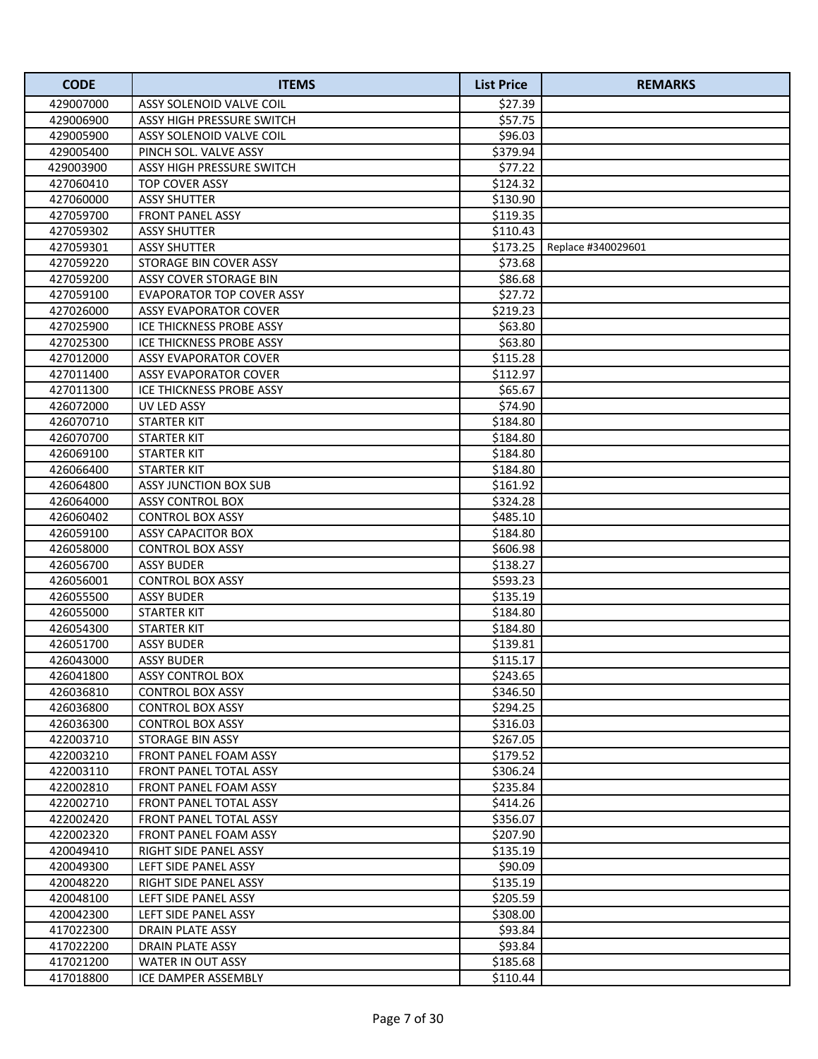| CODE | ITEMS | List Price | REMARKS |
|---|---|---|---|
| 429007000 | ASSY SOLENOID VALVE COIL | $27.39 | |
| 429006900 | ASSY HIGH PRESSURE SWITCH | $57.75 | |
| 429005900 | ASSY SOLENOID VALVE COIL | $96.03 | |
| 429005400 | PINCH SOL. VALVE ASSY | $379.94 | |
| 429003900 | ASSY HIGH PRESSURE SWITCH | $77.22 | |
| 427060410 | TOP COVER ASSY | $124.32 | |
| 427060000 | ASSY SHUTTER | $130.90 | |
| 427059700 | FRONT PANEL ASSY | $119.35 | |
| 427059302 | ASSY SHUTTER | $110.43 | |
| 427059301 | ASSY SHUTTER | $173.25 | Replace #340029601 |
| 427059220 | STORAGE BIN COVER ASSY | $73.68 | |
| 427059200 | ASSY COVER STORAGE BIN | $86.68 | |
| 427059100 | EVAPORATOR TOP COVER ASSY | $27.72 | |
| 427026000 | ASSY EVAPORATOR COVER | $219.23 | |
| 427025900 | ICE THICKNESS PROBE ASSY | $63.80 | |
| 427025300 | ICE THICKNESS PROBE ASSY | $63.80 | |
| 427012000 | ASSY EVAPORATOR COVER | $115.28 | |
| 427011400 | ASSY EVAPORATOR COVER | $112.97 | |
| 427011300 | ICE THICKNESS PROBE ASSY | $65.67 | |
| 426072000 | UV LED ASSY | $74.90 | |
| 426070710 | STARTER KIT | $184.80 | |
| 426070700 | STARTER KIT | $184.80 | |
| 426069100 | STARTER KIT | $184.80 | |
| 426066400 | STARTER KIT | $184.80 | |
| 426064800 | ASSY JUNCTION BOX SUB | $161.92 | |
| 426064000 | ASSY CONTROL BOX | $324.28 | |
| 426060402 | CONTROL BOX ASSY | $485.10 | |
| 426059100 | ASSY CAPACITOR BOX | $184.80 | |
| 426058000 | CONTROL BOX ASSY | $606.98 | |
| 426056700 | ASSY BUDER | $138.27 | |
| 426056001 | CONTROL BOX ASSY | $593.23 | |
| 426055500 | ASSY BUDER | $135.19 | |
| 426055000 | STARTER KIT | $184.80 | |
| 426054300 | STARTER KIT | $184.80 | |
| 426051700 | ASSY BUDER | $139.81 | |
| 426043000 | ASSY BUDER | $115.17 | |
| 426041800 | ASSY CONTROL BOX | $243.65 | |
| 426036810 | CONTROL BOX ASSY | $346.50 | |
| 426036800 | CONTROL BOX ASSY | $294.25 | |
| 426036300 | CONTROL BOX ASSY | $316.03 | |
| 422003710 | STORAGE BIN ASSY | $267.05 | |
| 422003210 | FRONT PANEL FOAM ASSY | $179.52 | |
| 422003110 | FRONT PANEL TOTAL ASSY | $306.24 | |
| 422002810 | FRONT PANEL FOAM ASSY | $235.84 | |
| 422002710 | FRONT PANEL TOTAL ASSY | $414.26 | |
| 422002420 | FRONT PANEL TOTAL ASSY | $356.07 | |
| 422002320 | FRONT PANEL FOAM ASSY | $207.90 | |
| 420049410 | RIGHT SIDE PANEL ASSY | $135.19 | |
| 420049300 | LEFT SIDE PANEL ASSY | $90.09 | |
| 420048220 | RIGHT SIDE PANEL ASSY | $135.19 | |
| 420048100 | LEFT SIDE PANEL ASSY | $205.59 | |
| 420042300 | LEFT SIDE PANEL ASSY | $308.00 | |
| 417022300 | DRAIN PLATE ASSY | $93.84 | |
| 417022200 | DRAIN PLATE ASSY | $93.84 | |
| 417021200 | WATER IN OUT ASSY | $185.68 | |
| 417018800 | ICE DAMPER ASSEMBLY | $110.44 | |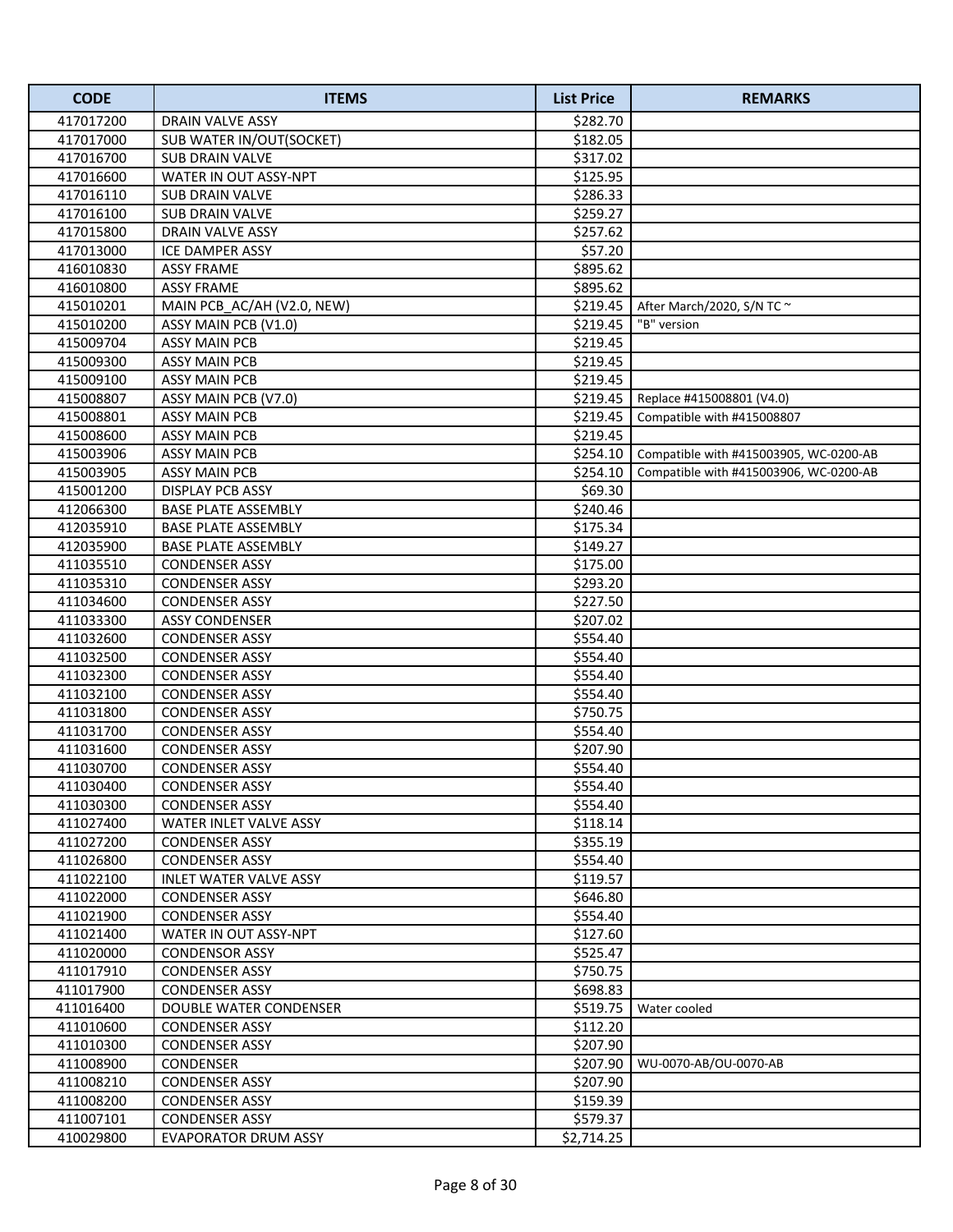| CODE | ITEMS | List Price | REMARKS |
|---|---|---|---|
| 417017200 | DRAIN VALVE ASSY | $282.70 | |
| 417017000 | SUB WATER IN/OUT(SOCKET) | $182.05 | |
| 417016700 | SUB DRAIN VALVE | $317.02 | |
| 417016600 | WATER IN OUT ASSY-NPT | $125.95 | |
| 417016110 | SUB DRAIN VALVE | $286.33 | |
| 417016100 | SUB DRAIN VALVE | $259.27 | |
| 417015800 | DRAIN VALVE ASSY | $257.62 | |
| 417013000 | ICE DAMPER ASSY | $57.20 | |
| 416010830 | ASSY FRAME | $895.62 | |
| 416010800 | ASSY FRAME | $895.62 | |
| 415010201 | MAIN PCB_AC/AH (V2.0, NEW) | $219.45 | After March/2020, S/N TC ~ |
| 415010200 | ASSY MAIN PCB (V1.0) | $219.45 | "B" version |
| 415009704 | ASSY MAIN PCB | $219.45 | |
| 415009300 | ASSY MAIN PCB | $219.45 | |
| 415009100 | ASSY MAIN PCB | $219.45 | |
| 415008807 | ASSY MAIN PCB (V7.0) | $219.45 | Replace #415008801 (V4.0) |
| 415008801 | ASSY MAIN PCB | $219.45 | Compatible with #415008807 |
| 415008600 | ASSY MAIN PCB | $219.45 | |
| 415003906 | ASSY MAIN PCB | $254.10 | Compatible with #415003905, WC-0200-AB |
| 415003905 | ASSY MAIN PCB | $254.10 | Compatible with #415003906, WC-0200-AB |
| 415001200 | DISPLAY PCB ASSY | $69.30 | |
| 412066300 | BASE PLATE ASSEMBLY | $240.46 | |
| 412035910 | BASE PLATE ASSEMBLY | $175.34 | |
| 412035900 | BASE PLATE ASSEMBLY | $149.27 | |
| 411035510 | CONDENSER ASSY | $175.00 | |
| 411035310 | CONDENSER ASSY | $293.20 | |
| 411034600 | CONDENSER ASSY | $227.50 | |
| 411033300 | ASSY CONDENSER | $207.02 | |
| 411032600 | CONDENSER ASSY | $554.40 | |
| 411032500 | CONDENSER ASSY | $554.40 | |
| 411032300 | CONDENSER ASSY | $554.40 | |
| 411032100 | CONDENSER ASSY | $554.40 | |
| 411031800 | CONDENSER ASSY | $750.75 | |
| 411031700 | CONDENSER ASSY | $554.40 | |
| 411031600 | CONDENSER ASSY | $207.90 | |
| 411030700 | CONDENSER ASSY | $554.40 | |
| 411030400 | CONDENSER ASSY | $554.40 | |
| 411030300 | CONDENSER ASSY | $554.40 | |
| 411027400 | WATER INLET VALVE ASSY | $118.14 | |
| 411027200 | CONDENSER ASSY | $355.19 | |
| 411026800 | CONDENSER ASSY | $554.40 | |
| 411022100 | INLET WATER VALVE ASSY | $119.57 | |
| 411022000 | CONDENSER ASSY | $646.80 | |
| 411021900 | CONDENSER ASSY | $554.40 | |
| 411021400 | WATER IN OUT ASSY-NPT | $127.60 | |
| 411020000 | CONDENSOR ASSY | $525.47 | |
| 411017910 | CONDENSER ASSY | $750.75 | |
| 411017900 | CONDENSER ASSY | $698.83 | |
| 411016400 | DOUBLE WATER CONDENSER | $519.75 | Water cooled |
| 411010600 | CONDENSER ASSY | $112.20 | |
| 411010300 | CONDENSER ASSY | $207.90 | |
| 411008900 | CONDENSER | $207.90 | WU-0070-AB/OU-0070-AB |
| 411008210 | CONDENSER ASSY | $207.90 | |
| 411008200 | CONDENSER ASSY | $159.39 | |
| 411007101 | CONDENSER ASSY | $579.37 | |
| 410029800 | EVAPORATOR DRUM ASSY | $2,714.25 | |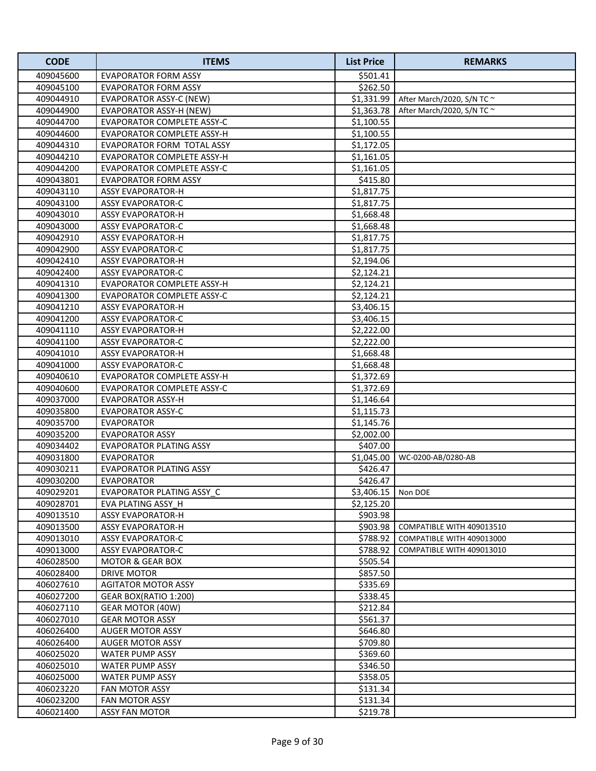| CODE | ITEMS | List Price | REMARKS |
|---|---|---|---|
| 409045600 | EVAPORATOR FORM ASSY | $501.41 | |
| 409045100 | EVAPORATOR FORM ASSY | $262.50 | |
| 409044910 | EVAPORATOR ASSY-C (NEW) | $1,331.99 | After March/2020, S/N TC ~ |
| 409044900 | EVAPORATOR ASSY-H (NEW) | $1,363.78 | After March/2020, S/N TC ~ |
| 409044700 | EVAPORATOR COMPLETE ASSY-C | $1,100.55 | |
| 409044600 | EVAPORATOR COMPLETE ASSY-H | $1,100.55 | |
| 409044310 | EVAPORATOR FORM TOTAL ASSY | $1,172.05 | |
| 409044210 | EVAPORATOR COMPLETE ASSY-H | $1,161.05 | |
| 409044200 | EVAPORATOR COMPLETE ASSY-C | $1,161.05 | |
| 409043801 | EVAPORATOR FORM ASSY | $415.80 | |
| 409043110 | ASSY EVAPORATOR-H | $1,817.75 | |
| 409043100 | ASSY EVAPORATOR-C | $1,817.75 | |
| 409043010 | ASSY EVAPORATOR-H | $1,668.48 | |
| 409043000 | ASSY EVAPORATOR-C | $1,668.48 | |
| 409042910 | ASSY EVAPORATOR-H | $1,817.75 | |
| 409042900 | ASSY EVAPORATOR-C | $1,817.75 | |
| 409042410 | ASSY EVAPORATOR-H | $2,194.06 | |
| 409042400 | ASSY EVAPORATOR-C | $2,124.21 | |
| 409041310 | EVAPORATOR COMPLETE ASSY-H | $2,124.21 | |
| 409041300 | EVAPORATOR COMPLETE ASSY-C | $2,124.21 | |
| 409041210 | ASSY EVAPORATOR-H | $3,406.15 | |
| 409041200 | ASSY EVAPORATOR-C | $3,406.15 | |
| 409041110 | ASSY EVAPORATOR-H | $2,222.00 | |
| 409041100 | ASSY EVAPORATOR-C | $2,222.00 | |
| 409041010 | ASSY EVAPORATOR-H | $1,668.48 | |
| 409041000 | ASSY EVAPORATOR-C | $1,668.48 | |
| 409040610 | EVAPORATOR COMPLETE ASSY-H | $1,372.69 | |
| 409040600 | EVAPORATOR COMPLETE ASSY-C | $1,372.69 | |
| 409037000 | EVAPORATOR ASSY-H | $1,146.64 | |
| 409035800 | EVAPORATOR ASSY-C | $1,115.73 | |
| 409035700 | EVAPORATOR | $1,145.76 | |
| 409035200 | EVAPORATOR ASSY | $2,002.00 | |
| 409034402 | EVAPORATOR PLATING ASSY | $407.00 | |
| 409031800 | EVAPORATOR | $1,045.00 | WC-0200-AB/0280-AB |
| 409030211 | EVAPORATOR PLATING ASSY | $426.47 | |
| 409030200 | EVAPORATOR | $426.47 | |
| 409029201 | EVAPORATOR PLATING ASSY_C | $3,406.15 | Non DOE |
| 409028701 | EVA PLATING ASSY_H | $2,125.20 | |
| 409013510 | ASSY EVAPORATOR-H | $903.98 | |
| 409013500 | ASSY EVAPORATOR-H | $903.98 | COMPATIBLE WITH 409013510 |
| 409013010 | ASSY EVAPORATOR-C | $788.92 | COMPATIBLE WITH 409013000 |
| 409013000 | ASSY EVAPORATOR-C | $788.92 | COMPATIBLE WITH 409013010 |
| 406028500 | MOTOR & GEAR BOX | $505.54 | |
| 406028400 | DRIVE MOTOR | $857.50 | |
| 406027610 | AGITATOR MOTOR ASSY | $335.69 | |
| 406027200 | GEAR BOX(RATIO 1:200) | $338.45 | |
| 406027110 | GEAR MOTOR (40W) | $212.84 | |
| 406027010 | GEAR MOTOR ASSY | $561.37 | |
| 406026400 | AUGER MOTOR ASSY | $646.80 | |
| 406026400 | AUGER MOTOR ASSY | $709.80 | |
| 406025020 | WATER PUMP ASSY | $369.60 | |
| 406025010 | WATER PUMP ASSY | $346.50 | |
| 406025000 | WATER PUMP ASSY | $358.05 | |
| 406023220 | FAN MOTOR ASSY | $131.34 | |
| 406023200 | FAN MOTOR ASSY | $131.34 | |
| 406021400 | ASSY FAN MOTOR | $219.78 | |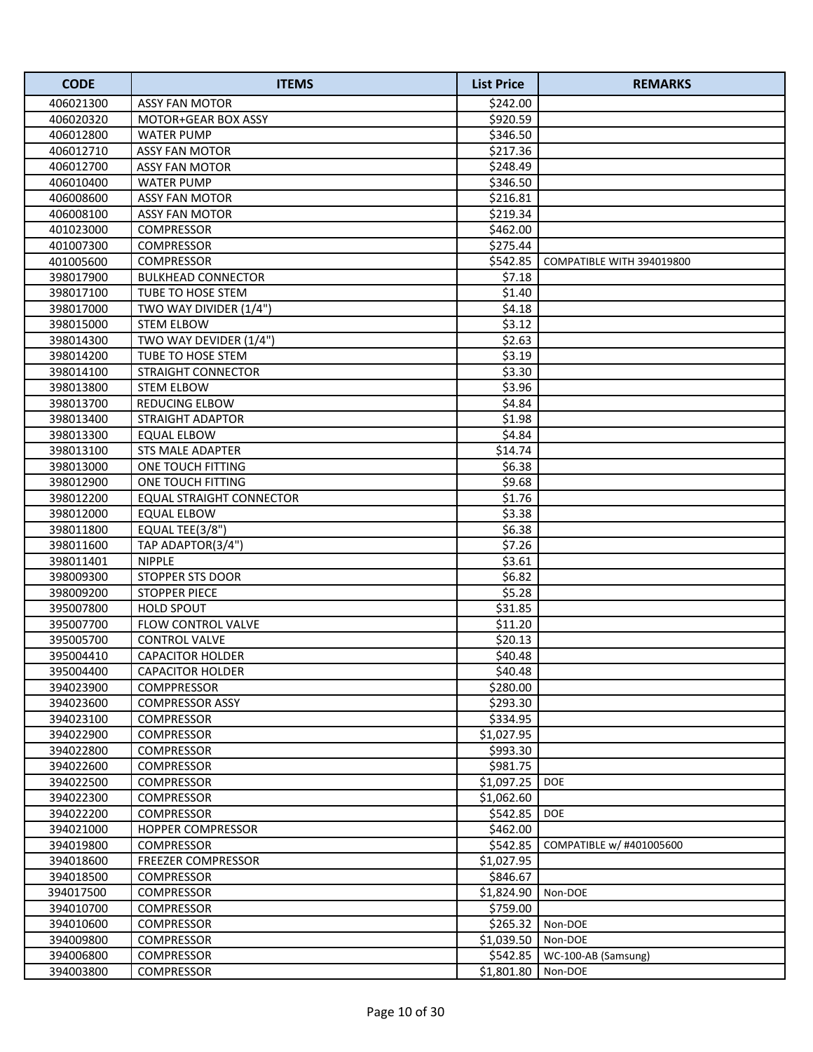| CODE | ITEMS | List Price | REMARKS |
|---|---|---|---|
| 406021300 | ASSY FAN MOTOR | $242.00 | |
| 406020320 | MOTOR+GEAR BOX ASSY | $920.59 | |
| 406012800 | WATER PUMP | $346.50 | |
| 406012710 | ASSY FAN MOTOR | $217.36 | |
| 406012700 | ASSY FAN MOTOR | $248.49 | |
| 406010400 | WATER PUMP | $346.50 | |
| 406008600 | ASSY FAN MOTOR | $216.81 | |
| 406008100 | ASSY FAN MOTOR | $219.34 | |
| 401023000 | COMPRESSOR | $462.00 | |
| 401007300 | COMPRESSOR | $275.44 | |
| 401005600 | COMPRESSOR | $542.85 | COMPATIBLE WITH 394019800 |
| 398017900 | BULKHEAD CONNECTOR | $7.18 | |
| 398017100 | TUBE TO HOSE STEM | $1.40 | |
| 398017000 | TWO WAY DIVIDER (1/4") | $4.18 | |
| 398015000 | STEM ELBOW | $3.12 | |
| 398014300 | TWO WAY DEVIDER (1/4") | $2.63 | |
| 398014200 | TUBE TO HOSE STEM | $3.19 | |
| 398014100 | STRAIGHT CONNECTOR | $3.30 | |
| 398013800 | STEM ELBOW | $3.96 | |
| 398013700 | REDUCING ELBOW | $4.84 | |
| 398013400 | STRAIGHT ADAPTOR | $1.98 | |
| 398013300 | EQUAL ELBOW | $4.84 | |
| 398013100 | STS MALE ADAPTER | $14.74 | |
| 398013000 | ONE TOUCH FITTING | $6.38 | |
| 398012900 | ONE TOUCH FITTING | $9.68 | |
| 398012200 | EQUAL STRAIGHT CONNECTOR | $1.76 | |
| 398012000 | EQUAL ELBOW | $3.38 | |
| 398011800 | EQUAL TEE(3/8") | $6.38 | |
| 398011600 | TAP ADAPTOR(3/4") | $7.26 | |
| 398011401 | NIPPLE | $3.61 | |
| 398009300 | STOPPER STS DOOR | $6.82 | |
| 398009200 | STOPPER PIECE | $5.28 | |
| 395007800 | HOLD SPOUT | $31.85 | |
| 395007700 | FLOW CONTROL VALVE | $11.20 | |
| 395005700 | CONTROL VALVE | $20.13 | |
| 395004410 | CAPACITOR HOLDER | $40.48 | |
| 395004400 | CAPACITOR HOLDER | $40.48 | |
| 394023900 | COMPPRESSOR | $280.00 | |
| 394023600 | COMPRESSOR ASSY | $293.30 | |
| 394023100 | COMPRESSOR | $334.95 | |
| 394022900 | COMPRESSOR | $1,027.95 | |
| 394022800 | COMPRESSOR | $993.30 | |
| 394022600 | COMPRESSOR | $981.75 | |
| 394022500 | COMPRESSOR | $1,097.25 | DOE |
| 394022300 | COMPRESSOR | $1,062.60 | |
| 394022200 | COMPRESSOR | $542.85 | DOE |
| 394021000 | HOPPER COMPRESSOR | $462.00 | |
| 394019800 | COMPRESSOR | $542.85 | COMPATIBLE w/ #401005600 |
| 394018600 | FREEZER COMPRESSOR | $1,027.95 | |
| 394018500 | COMPRESSOR | $846.67 | |
| 394017500 | COMPRESSOR | $1,824.90 | Non-DOE |
| 394010700 | COMPRESSOR | $759.00 | |
| 394010600 | COMPRESSOR | $265.32 | Non-DOE |
| 394009800 | COMPRESSOR | $1,039.50 | Non-DOE |
| 394006800 | COMPRESSOR | $542.85 | WC-100-AB (Samsung) |
| 394003800 | COMPRESSOR | $1,801.80 | Non-DOE |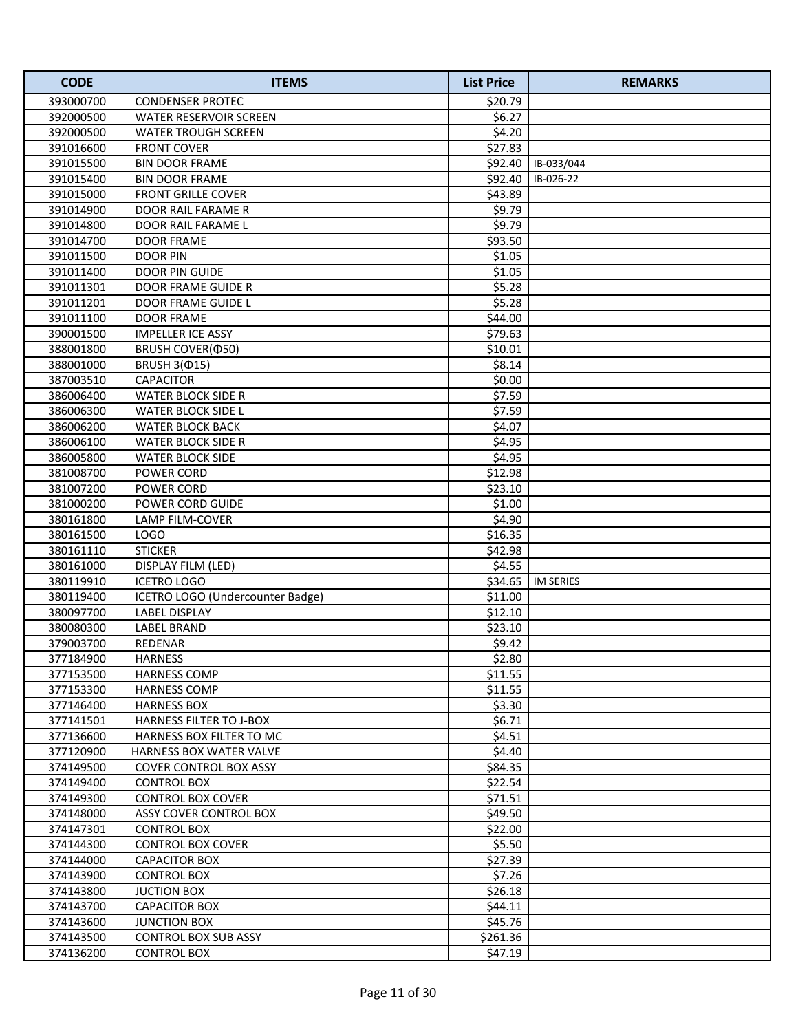| CODE | ITEMS | List Price | REMARKS |
|---|---|---|---|
| 393000700 | CONDENSER PROTEC | $20.79 | |
| 392000500 | WATER RESERVOIR SCREEN | $6.27 | |
| 392000500 | WATER TROUGH SCREEN | $4.20 | |
| 391016600 | FRONT COVER | $27.83 | |
| 391015500 | BIN DOOR FRAME | $92.40 | IB-033/044 |
| 391015400 | BIN DOOR FRAME | $92.40 | IB-026-22 |
| 391015000 | FRONT GRILLE COVER | $43.89 | |
| 391014900 | DOOR RAIL FARAME R | $9.79 | |
| 391014800 | DOOR RAIL FARAME L | $9.79 | |
| 391014700 | DOOR FRAME | $93.50 | |
| 391011500 | DOOR PIN | $1.05 | |
| 391011400 | DOOR PIN GUIDE | $1.05 | |
| 391011301 | DOOR FRAME GUIDE R | $5.28 | |
| 391011201 | DOOR FRAME GUIDE L | $5.28 | |
| 391011100 | DOOR FRAME | $44.00 | |
| 390001500 | IMPELLER ICE ASSY | $79.63 | |
| 388001800 | BRUSH COVER(Φ50) | $10.01 | |
| 388001000 | BRUSH 3(Φ15) | $8.14 | |
| 387003510 | CAPACITOR | $0.00 | |
| 386006400 | WATER BLOCK SIDE R | $7.59 | |
| 386006300 | WATER BLOCK SIDE L | $7.59 | |
| 386006200 | WATER BLOCK BACK | $4.07 | |
| 386006100 | WATER BLOCK SIDE R | $4.95 | |
| 386005800 | WATER BLOCK SIDE | $4.95 | |
| 381008700 | POWER CORD | $12.98 | |
| 381007200 | POWER CORD | $23.10 | |
| 381000200 | POWER CORD GUIDE | $1.00 | |
| 380161800 | LAMP FILM-COVER | $4.90 | |
| 380161500 | LOGO | $16.35 | |
| 380161110 | STICKER | $42.98 | |
| 380161000 | DISPLAY FILM (LED) | $4.55 | |
| 380119910 | ICETRO LOGO | $34.65 | IM SERIES |
| 380119400 | ICETRO LOGO (Undercounter Badge) | $11.00 | |
| 380097700 | LABEL DISPLAY | $12.10 | |
| 380080300 | LABEL BRAND | $23.10 | |
| 379003700 | REDENAR | $9.42 | |
| 377184900 | HARNESS | $2.80 | |
| 377153500 | HARNESS COMP | $11.55 | |
| 377153300 | HARNESS COMP | $11.55 | |
| 377146400 | HARNESS BOX | $3.30 | |
| 377141501 | HARNESS FILTER TO J-BOX | $6.71 | |
| 377136600 | HARNESS BOX FILTER TO MC | $4.51 | |
| 377120900 | HARNESS BOX WATER VALVE | $4.40 | |
| 374149500 | COVER CONTROL BOX ASSY | $84.35 | |
| 374149400 | CONTROL BOX | $22.54 | |
| 374149300 | CONTROL BOX COVER | $71.51 | |
| 374148000 | ASSY COVER CONTROL BOX | $49.50 | |
| 374147301 | CONTROL BOX | $22.00 | |
| 374144300 | CONTROL BOX COVER | $5.50 | |
| 374144000 | CAPACITOR BOX | $27.39 | |
| 374143900 | CONTROL BOX | $7.26 | |
| 374143800 | JUCTION BOX | $26.18 | |
| 374143700 | CAPACITOR BOX | $44.11 | |
| 374143600 | JUNCTION BOX | $45.76 | |
| 374143500 | CONTROL BOX SUB ASSY | $261.36 | |
| 374136200 | CONTROL BOX | $47.19 | |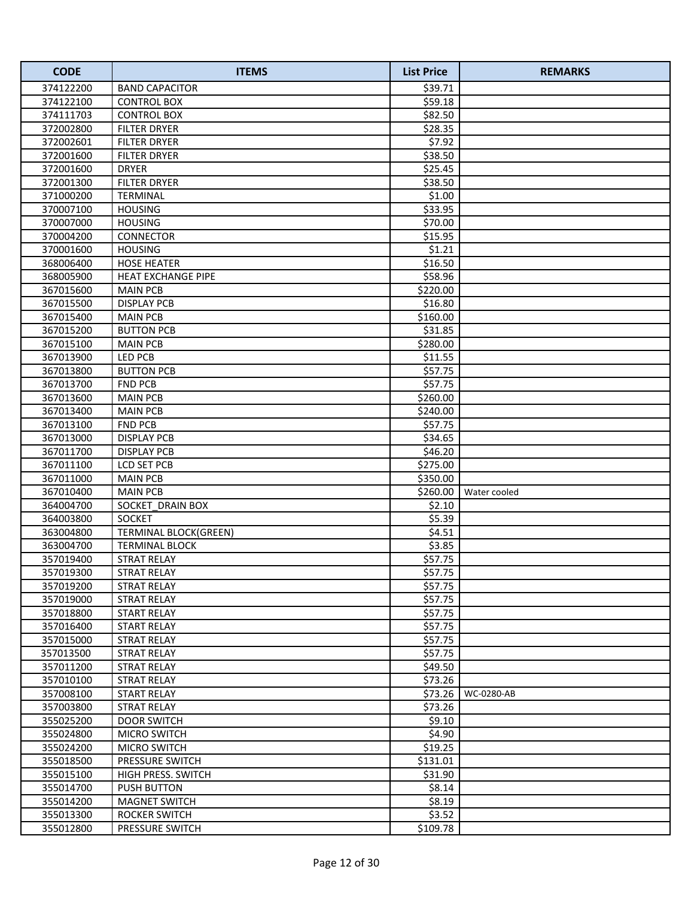| CODE | ITEMS | List Price | REMARKS |
|---|---|---|---|
| 374122200 | BAND CAPACITOR | $39.71 | |
| 374122100 | CONTROL BOX | $59.18 | |
| 374111703 | CONTROL BOX | $82.50 | |
| 372002800 | FILTER DRYER | $28.35 | |
| 372002601 | FILTER DRYER | $7.92 | |
| 372001600 | FILTER DRYER | $38.50 | |
| 372001600 | DRYER | $25.45 | |
| 372001300 | FILTER DRYER | $38.50 | |
| 371000200 | TERMINAL | $1.00 | |
| 370007100 | HOUSING | $33.95 | |
| 370007000 | HOUSING | $70.00 | |
| 370004200 | CONNECTOR | $15.95 | |
| 370001600 | HOUSING | $1.21 | |
| 368006400 | HOSE HEATER | $16.50 | |
| 368005900 | HEAT EXCHANGE PIPE | $58.96 | |
| 367015600 | MAIN PCB | $220.00 | |
| 367015500 | DISPLAY PCB | $16.80 | |
| 367015400 | MAIN PCB | $160.00 | |
| 367015200 | BUTTON PCB | $31.85 | |
| 367015100 | MAIN PCB | $280.00 | |
| 367013900 | LED PCB | $11.55 | |
| 367013800 | BUTTON PCB | $57.75 | |
| 367013700 | FND PCB | $57.75 | |
| 367013600 | MAIN PCB | $260.00 | |
| 367013400 | MAIN PCB | $240.00 | |
| 367013100 | FND PCB | $57.75 | |
| 367013000 | DISPLAY PCB | $34.65 | |
| 367011700 | DISPLAY PCB | $46.20 | |
| 367011100 | LCD SET PCB | $275.00 | |
| 367011000 | MAIN PCB | $350.00 | |
| 367010400 | MAIN PCB | $260.00 | Water cooled |
| 364004700 | SOCKET_DRAIN BOX | $2.10 | |
| 364003800 | SOCKET | $5.39 | |
| 363004800 | TERMINAL BLOCK(GREEN) | $4.51 | |
| 363004700 | TERMINAL BLOCK | $3.85 | |
| 357019400 | STRAT RELAY | $57.75 | |
| 357019300 | STRAT RELAY | $57.75 | |
| 357019200 | STRAT RELAY | $57.75 | |
| 357019000 | STRAT RELAY | $57.75 | |
| 357018800 | START RELAY | $57.75 | |
| 357016400 | START RELAY | $57.75 | |
| 357015000 | STRAT RELAY | $57.75 | |
| 357013500 | STRAT RELAY | $57.75 | |
| 357011200 | STRAT RELAY | $49.50 | |
| 357010100 | STRAT RELAY | $73.26 | |
| 357008100 | START RELAY | $73.26 | WC-0280-AB |
| 357003800 | STRAT RELAY | $73.26 | |
| 355025200 | DOOR SWITCH | $9.10 | |
| 355024800 | MICRO SWITCH | $4.90 | |
| 355024200 | MICRO SWITCH | $19.25 | |
| 355018500 | PRESSURE SWITCH | $131.01 | |
| 355015100 | HIGH PRESS. SWITCH | $31.90 | |
| 355014700 | PUSH BUTTON | $8.14 | |
| 355014200 | MAGNET SWITCH | $8.19 | |
| 355013300 | ROCKER SWITCH | $3.52 | |
| 355012800 | PRESSURE SWITCH | $109.78 | |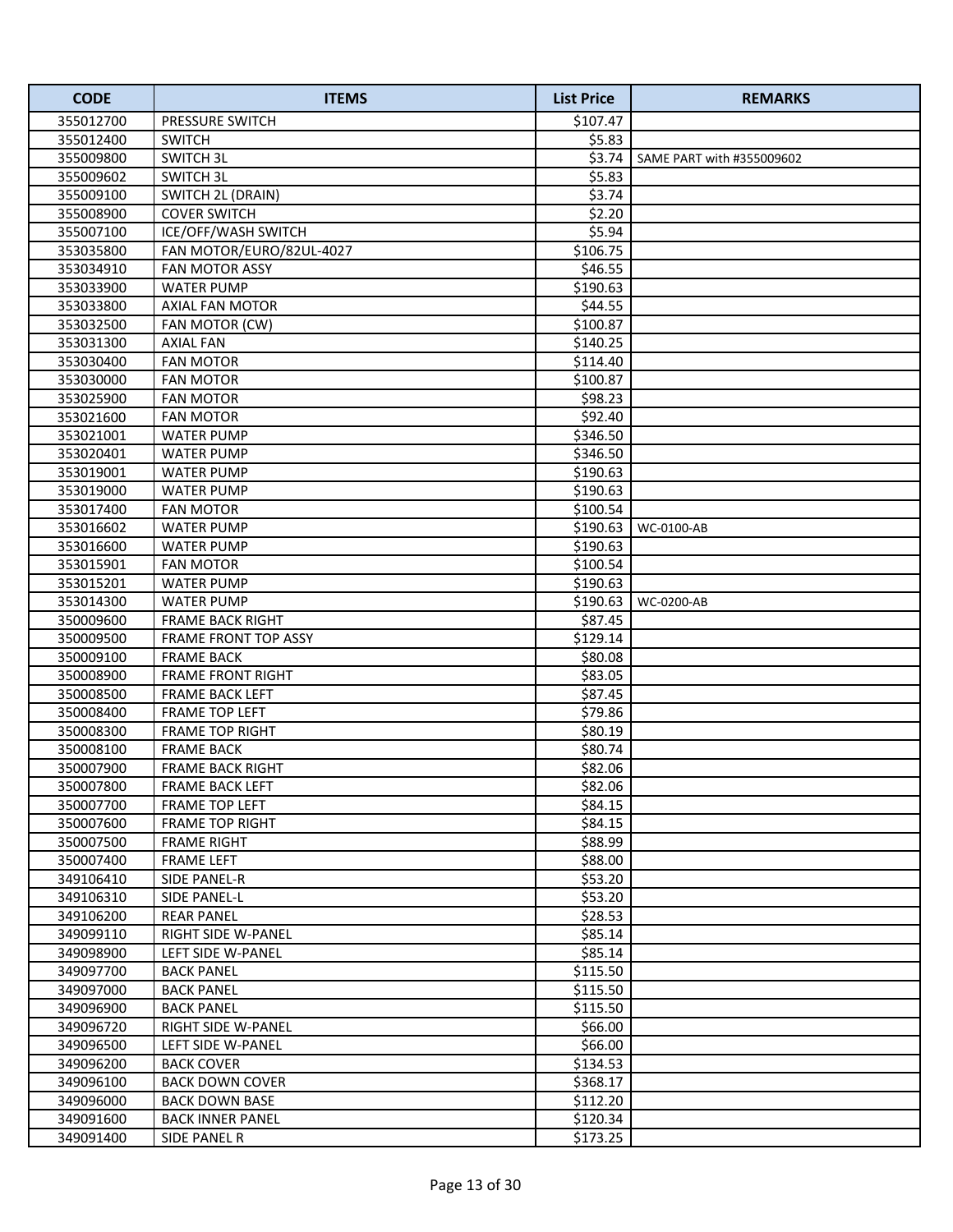| CODE | ITEMS | List Price | REMARKS |
| --- | --- | --- | --- |
| 355012700 | PRESSURE SWITCH | $107.47 | |
| 355012400 | SWITCH | $5.83 | |
| 355009800 | SWITCH 3L | $3.74 | SAME PART with #355009602 |
| 355009602 | SWITCH 3L | $5.83 | |
| 355009100 | SWITCH 2L (DRAIN) | $3.74 | |
| 355008900 | COVER SWITCH | $2.20 | |
| 355007100 | ICE/OFF/WASH SWITCH | $5.94 | |
| 353035800 | FAN MOTOR/EURO/82UL-4027 | $106.75 | |
| 353034910 | FAN MOTOR ASSY | $46.55 | |
| 353033900 | WATER PUMP | $190.63 | |
| 353033800 | AXIAL FAN MOTOR | $44.55 | |
| 353032500 | FAN MOTOR (CW) | $100.87 | |
| 353031300 | AXIAL FAN | $140.25 | |
| 353030400 | FAN MOTOR | $114.40 | |
| 353030000 | FAN MOTOR | $100.87 | |
| 353025900 | FAN MOTOR | $98.23 | |
| 353021600 | FAN MOTOR | $92.40 | |
| 353021001 | WATER PUMP | $346.50 | |
| 353020401 | WATER PUMP | $346.50 | |
| 353019001 | WATER PUMP | $190.63 | |
| 353019000 | WATER PUMP | $190.63 | |
| 353017400 | FAN MOTOR | $100.54 | |
| 353016602 | WATER PUMP | $190.63 | WC-0100-AB |
| 353016600 | WATER PUMP | $190.63 | |
| 353015901 | FAN MOTOR | $100.54 | |
| 353015201 | WATER PUMP | $190.63 | |
| 353014300 | WATER PUMP | $190.63 | WC-0200-AB |
| 350009600 | FRAME BACK RIGHT | $87.45 | |
| 350009500 | FRAME FRONT TOP ASSY | $129.14 | |
| 350009100 | FRAME BACK | $80.08 | |
| 350008900 | FRAME FRONT RIGHT | $83.05 | |
| 350008500 | FRAME BACK LEFT | $87.45 | |
| 350008400 | FRAME TOP LEFT | $79.86 | |
| 350008300 | FRAME TOP RIGHT | $80.19 | |
| 350008100 | FRAME BACK | $80.74 | |
| 350007900 | FRAME BACK RIGHT | $82.06 | |
| 350007800 | FRAME BACK LEFT | $82.06 | |
| 350007700 | FRAME TOP LEFT | $84.15 | |
| 350007600 | FRAME TOP RIGHT | $84.15 | |
| 350007500 | FRAME RIGHT | $88.99 | |
| 350007400 | FRAME LEFT | $88.00 | |
| 349106410 | SIDE PANEL-R | $53.20 | |
| 349106310 | SIDE PANEL-L | $53.20 | |
| 349106200 | REAR PANEL | $28.53 | |
| 349099110 | RIGHT SIDE W-PANEL | $85.14 | |
| 349098900 | LEFT SIDE W-PANEL | $85.14 | |
| 349097700 | BACK PANEL | $115.50 | |
| 349097000 | BACK PANEL | $115.50 | |
| 349096900 | BACK PANEL | $115.50 | |
| 349096720 | RIGHT SIDE W-PANEL | $66.00 | |
| 349096500 | LEFT SIDE W-PANEL | $66.00 | |
| 349096200 | BACK COVER | $134.53 | |
| 349096100 | BACK DOWN COVER | $368.17 | |
| 349096000 | BACK DOWN BASE | $112.20 | |
| 349091600 | BACK INNER PANEL | $120.34 | |
| 349091400 | SIDE PANEL R | $173.25 | |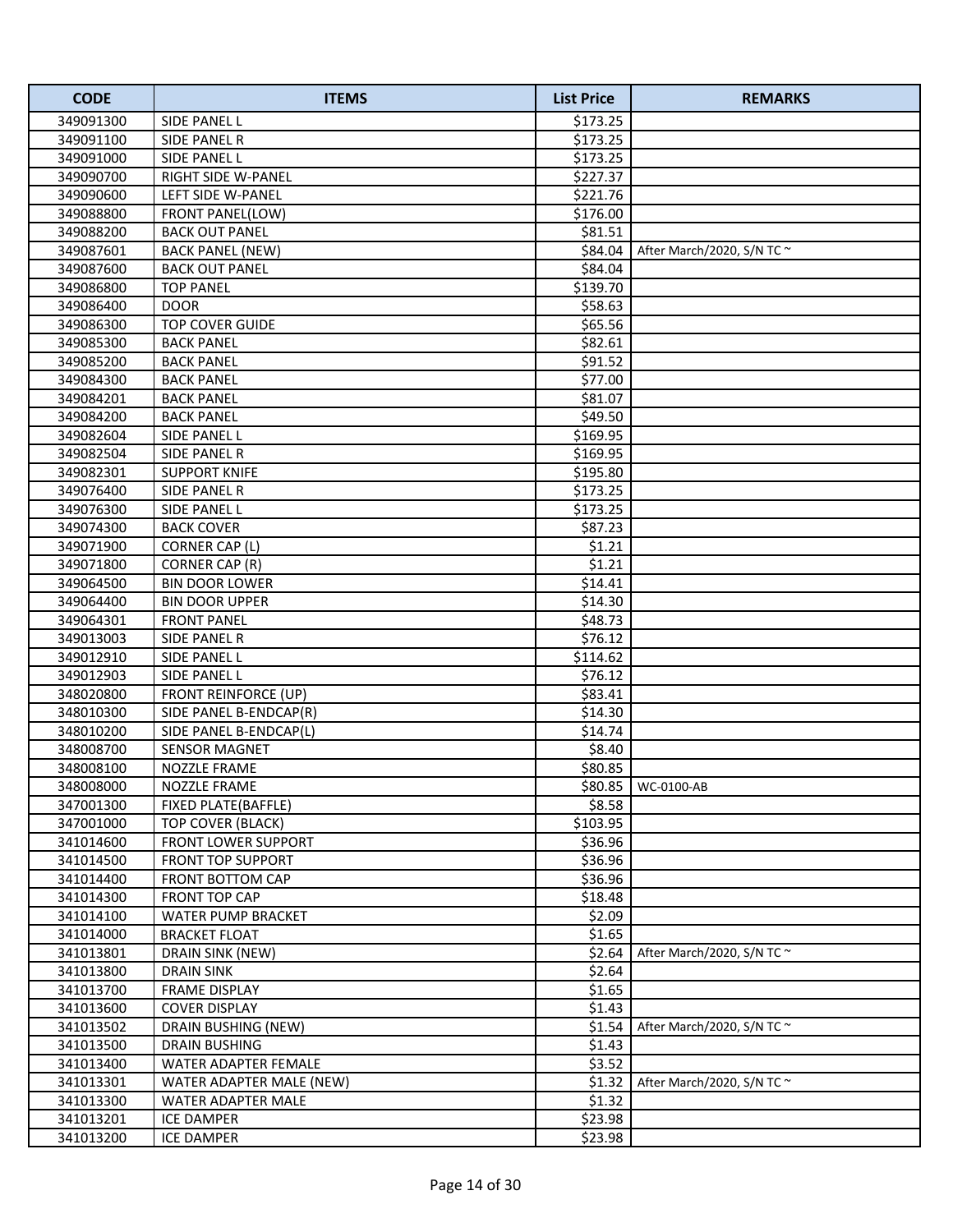| CODE | ITEMS | List Price | REMARKS |
|---|---|---|---|
| 349091300 | SIDE PANEL L | $173.25 | |
| 349091100 | SIDE PANEL R | $173.25 | |
| 349091000 | SIDE PANEL L | $173.25 | |
| 349090700 | RIGHT SIDE W-PANEL | $227.37 | |
| 349090600 | LEFT SIDE W-PANEL | $221.76 | |
| 349088800 | FRONT PANEL(LOW) | $176.00 | |
| 349088200 | BACK OUT PANEL | $81.51 | |
| 349087601 | BACK PANEL (NEW) | $84.04 | After March/2020, S/N TC ~ |
| 349087600 | BACK OUT PANEL | $84.04 | |
| 349086800 | TOP PANEL | $139.70 | |
| 349086400 | DOOR | $58.63 | |
| 349086300 | TOP COVER GUIDE | $65.56 | |
| 349085300 | BACK PANEL | $82.61 | |
| 349085200 | BACK PANEL | $91.52 | |
| 349084300 | BACK PANEL | $77.00 | |
| 349084201 | BACK PANEL | $81.07 | |
| 349084200 | BACK PANEL | $49.50 | |
| 349082604 | SIDE PANEL L | $169.95 | |
| 349082504 | SIDE PANEL R | $169.95 | |
| 349082301 | SUPPORT KNIFE | $195.80 | |
| 349076400 | SIDE PANEL R | $173.25 | |
| 349076300 | SIDE PANEL L | $173.25 | |
| 349074300 | BACK COVER | $87.23 | |
| 349071900 | CORNER CAP (L) | $1.21 | |
| 349071800 | CORNER CAP (R) | $1.21 | |
| 349064500 | BIN DOOR LOWER | $14.41 | |
| 349064400 | BIN DOOR UPPER | $14.30 | |
| 349064301 | FRONT PANEL | $48.73 | |
| 349013003 | SIDE PANEL R | $76.12 | |
| 349012910 | SIDE PANEL L | $114.62 | |
| 349012903 | SIDE PANEL L | $76.12 | |
| 348020800 | FRONT REINFORCE (UP) | $83.41 | |
| 348010300 | SIDE PANEL B-ENDCAP(R) | $14.30 | |
| 348010200 | SIDE PANEL B-ENDCAP(L) | $14.74 | |
| 348008700 | SENSOR MAGNET | $8.40 | |
| 348008100 | NOZZLE FRAME | $80.85 | |
| 348008000 | NOZZLE FRAME | $80.85 | WC-0100-AB |
| 347001300 | FIXED PLATE(BAFFLE) | $8.58 | |
| 347001000 | TOP COVER (BLACK) | $103.95 | |
| 341014600 | FRONT LOWER SUPPORT | $36.96 | |
| 341014500 | FRONT TOP SUPPORT | $36.96 | |
| 341014400 | FRONT BOTTOM CAP | $36.96 | |
| 341014300 | FRONT TOP CAP | $18.48 | |
| 341014100 | WATER PUMP BRACKET | $2.09 | |
| 341014000 | BRACKET FLOAT | $1.65 | |
| 341013801 | DRAIN SINK (NEW) | $2.64 | After March/2020, S/N TC ~ |
| 341013800 | DRAIN SINK | $2.64 | |
| 341013700 | FRAME DISPLAY | $1.65 | |
| 341013600 | COVER DISPLAY | $1.43 | |
| 341013502 | DRAIN BUSHING (NEW) | $1.54 | After March/2020, S/N TC ~ |
| 341013500 | DRAIN BUSHING | $1.43 | |
| 341013400 | WATER ADAPTER FEMALE | $3.52 | |
| 341013301 | WATER ADAPTER MALE (NEW) | $1.32 | After March/2020, S/N TC ~ |
| 341013300 | WATER ADAPTER MALE | $1.32 | |
| 341013201 | ICE DAMPER | $23.98 | |
| 341013200 | ICE DAMPER | $23.98 | |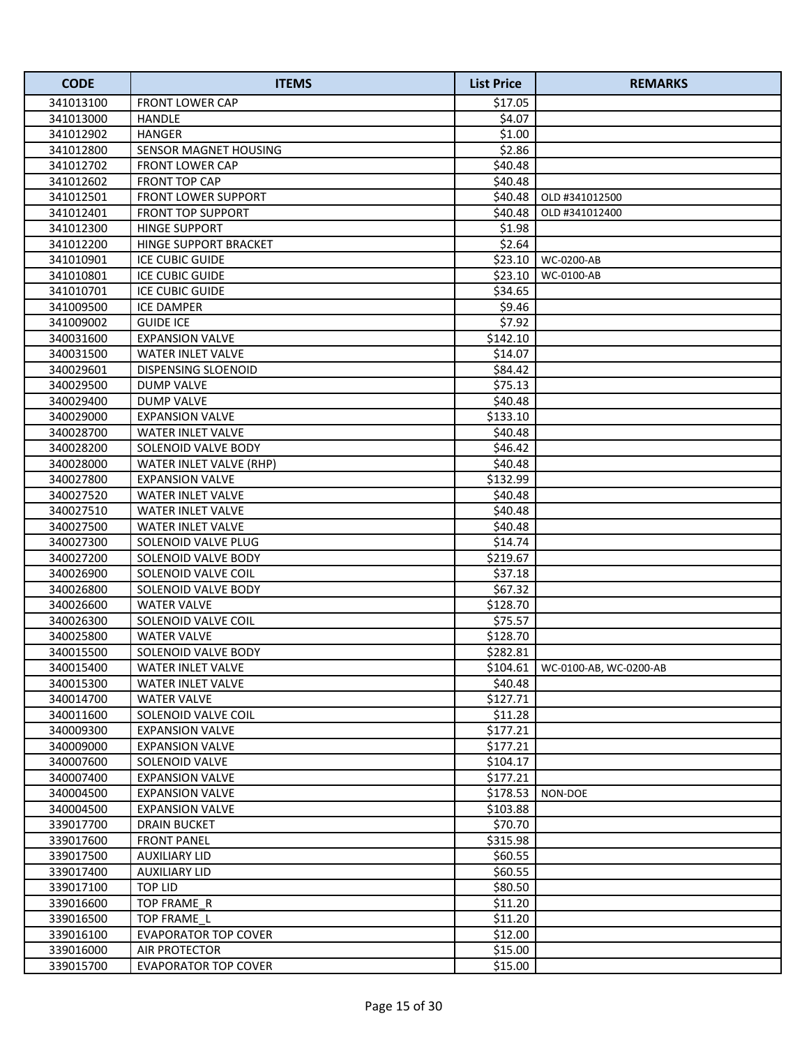| CODE | ITEMS | List Price | REMARKS |
|---|---|---|---|
| 341013100 | FRONT LOWER CAP | $17.05 | |
| 341013000 | HANDLE | $4.07 | |
| 341012902 | HANGER | $1.00 | |
| 341012800 | SENSOR MAGNET HOUSING | $2.86 | |
| 341012702 | FRONT LOWER CAP | $40.48 | |
| 341012602 | FRONT TOP CAP | $40.48 | |
| 341012501 | FRONT LOWER SUPPORT | $40.48 | OLD #341012500 |
| 341012401 | FRONT TOP SUPPORT | $40.48 | OLD #341012400 |
| 341012300 | HINGE SUPPORT | $1.98 | |
| 341012200 | HINGE SUPPORT BRACKET | $2.64 | |
| 341010901 | ICE CUBIC GUIDE | $23.10 | WC-0200-AB |
| 341010801 | ICE CUBIC GUIDE | $23.10 | WC-0100-AB |
| 341010701 | ICE CUBIC GUIDE | $34.65 | |
| 341009500 | ICE DAMPER | $9.46 | |
| 341009002 | GUIDE ICE | $7.92 | |
| 340031600 | EXPANSION VALVE | $142.10 | |
| 340031500 | WATER INLET VALVE | $14.07 | |
| 340029601 | DISPENSING SLOENOID | $84.42 | |
| 340029500 | DUMP VALVE | $75.13 | |
| 340029400 | DUMP VALVE | $40.48 | |
| 340029000 | EXPANSION VALVE | $133.10 | |
| 340028700 | WATER INLET VALVE | $40.48 | |
| 340028200 | SOLENOID VALVE BODY | $46.42 | |
| 340028000 | WATER INLET VALVE (RHP) | $40.48 | |
| 340027800 | EXPANSION VALVE | $132.99 | |
| 340027520 | WATER INLET VALVE | $40.48 | |
| 340027510 | WATER INLET VALVE | $40.48 | |
| 340027500 | WATER INLET VALVE | $40.48 | |
| 340027300 | SOLENOID VALVE PLUG | $14.74 | |
| 340027200 | SOLENOID VALVE BODY | $219.67 | |
| 340026900 | SOLENOID VALVE COIL | $37.18 | |
| 340026800 | SOLENOID VALVE BODY | $67.32 | |
| 340026600 | WATER VALVE | $128.70 | |
| 340026300 | SOLENOID VALVE COIL | $75.57 | |
| 340025800 | WATER VALVE | $128.70 | |
| 340015500 | SOLENOID VALVE BODY | $282.81 | |
| 340015400 | WATER INLET VALVE | $104.61 | WC-0100-AB, WC-0200-AB |
| 340015300 | WATER INLET VALVE | $40.48 | |
| 340014700 | WATER VALVE | $127.71 | |
| 340011600 | SOLENOID VALVE COIL | $11.28 | |
| 340009300 | EXPANSION VALVE | $177.21 | |
| 340009000 | EXPANSION VALVE | $177.21 | |
| 340007600 | SOLENOID VALVE | $104.17 | |
| 340007400 | EXPANSION VALVE | $177.21 | |
| 340004500 | EXPANSION VALVE | $178.53 | NON-DOE |
| 340004500 | EXPANSION VALVE | $103.88 | |
| 339017700 | DRAIN BUCKET | $70.70 | |
| 339017600 | FRONT PANEL | $315.98 | |
| 339017500 | AUXILIARY LID | $60.55 | |
| 339017400 | AUXILIARY LID | $60.55 | |
| 339017100 | TOP LID | $80.50 | |
| 339016600 | TOP FRAME_R | $11.20 | |
| 339016500 | TOP FRAME_L | $11.20 | |
| 339016100 | EVAPORATOR TOP COVER | $12.00 | |
| 339016000 | AIR PROTECTOR | $15.00 | |
| 339015700 | EVAPORATOR TOP COVER | $15.00 | |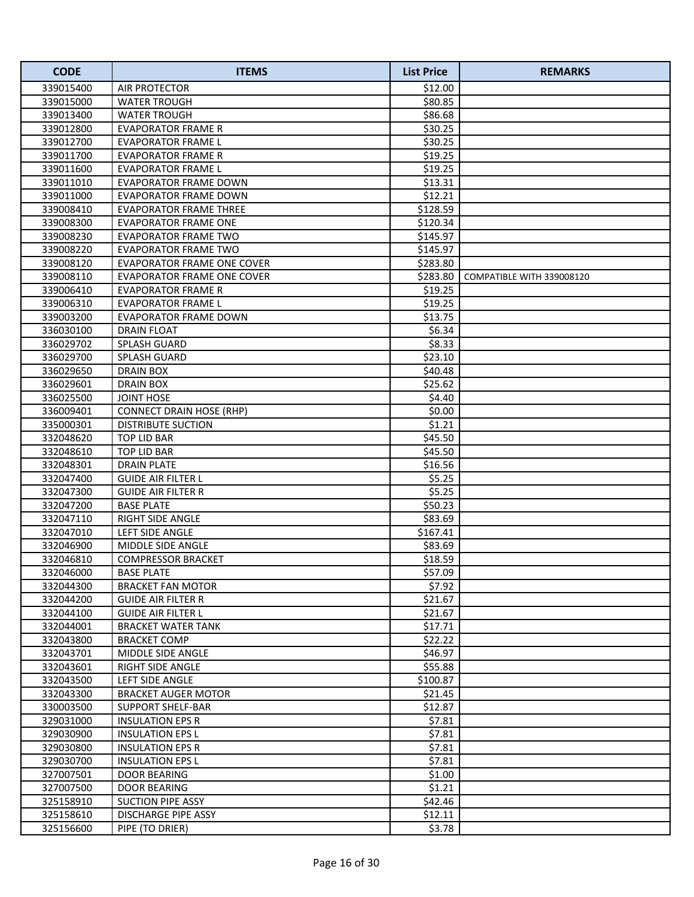| CODE | ITEMS | List Price | REMARKS |
|---|---|---|---|
| 339015400 | AIR PROTECTOR | $12.00 | |
| 339015000 | WATER TROUGH | $80.85 | |
| 339013400 | WATER TROUGH | $86.68 | |
| 339012800 | EVAPORATOR FRAME R | $30.25 | |
| 339012700 | EVAPORATOR FRAME L | $30.25 | |
| 339011700 | EVAPORATOR FRAME R | $19.25 | |
| 339011600 | EVAPORATOR FRAME L | $19.25 | |
| 339011010 | EVAPORATOR FRAME DOWN | $13.31 | |
| 339011000 | EVAPORATOR FRAME DOWN | $12.21 | |
| 339008410 | EVAPORATOR FRAME THREE | $128.59 | |
| 339008300 | EVAPORATOR FRAME ONE | $120.34 | |
| 339008230 | EVAPORATOR FRAME TWO | $145.97 | |
| 339008220 | EVAPORATOR FRAME TWO | $145.97 | |
| 339008120 | EVAPORATOR FRAME ONE COVER | $283.80 | |
| 339008110 | EVAPORATOR FRAME ONE COVER | $283.80 | COMPATIBLE WITH 339008120 |
| 339006410 | EVAPORATOR FRAME R | $19.25 | |
| 339006310 | EVAPORATOR FRAME L | $19.25 | |
| 339003200 | EVAPORATOR FRAME DOWN | $13.75 | |
| 336030100 | DRAIN FLOAT | $6.34 | |
| 336029702 | SPLASH GUARD | $8.33 | |
| 336029700 | SPLASH GUARD | $23.10 | |
| 336029650 | DRAIN BOX | $40.48 | |
| 336029601 | DRAIN BOX | $25.62 | |
| 336025500 | JOINT HOSE | $4.40 | |
| 336009401 | CONNECT DRAIN HOSE (RHP) | $0.00 | |
| 335000301 | DISTRIBUTE SUCTION | $1.21 | |
| 332048620 | TOP LID BAR | $45.50 | |
| 332048610 | TOP LID BAR | $45.50 | |
| 332048301 | DRAIN PLATE | $16.56 | |
| 332047400 | GUIDE AIR FILTER L | $5.25 | |
| 332047300 | GUIDE AIR FILTER R | $5.25 | |
| 332047200 | BASE PLATE | $50.23 | |
| 332047110 | RIGHT SIDE ANGLE | $83.69 | |
| 332047010 | LEFT SIDE ANGLE | $167.41 | |
| 332046900 | MIDDLE SIDE ANGLE | $83.69 | |
| 332046810 | COMPRESSOR BRACKET | $18.59 | |
| 332046000 | BASE PLATE | $57.09 | |
| 332044300 | BRACKET FAN MOTOR | $7.92 | |
| 332044200 | GUIDE AIR FILTER R | $21.67 | |
| 332044100 | GUIDE AIR FILTER L | $21.67 | |
| 332044001 | BRACKET WATER TANK | $17.71 | |
| 332043800 | BRACKET COMP | $22.22 | |
| 332043701 | MIDDLE SIDE ANGLE | $46.97 | |
| 332043601 | RIGHT SIDE ANGLE | $55.88 | |
| 332043500 | LEFT SIDE ANGLE | $100.87 | |
| 332043300 | BRACKET AUGER MOTOR | $21.45 | |
| 330003500 | SUPPORT SHELF-BAR | $12.87 | |
| 329031000 | INSULATION EPS R | $7.81 | |
| 329030900 | INSULATION EPS L | $7.81 | |
| 329030800 | INSULATION EPS R | $7.81 | |
| 329030700 | INSULATION EPS L | $7.81 | |
| 327007501 | DOOR BEARING | $1.00 | |
| 327007500 | DOOR BEARING | $1.21 | |
| 325158910 | SUCTION PIPE ASSY | $42.46 | |
| 325158610 | DISCHARGE PIPE ASSY | $12.11 | |
| 325156600 | PIPE (TO DRIER) | $3.78 | |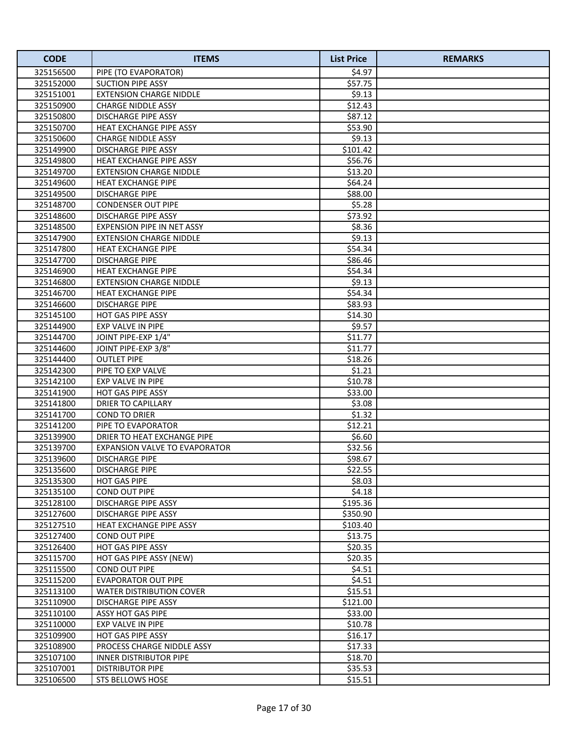| CODE | ITEMS | List Price | REMARKS |
|---|---|---|---|
| 325156500 | PIPE (TO EVAPORATOR) | $4.97 | |
| 325152000 | SUCTION PIPE ASSY | $57.75 | |
| 325151001 | EXTENSION CHARGE NIDDLE | $9.13 | |
| 325150900 | CHARGE NIDDLE ASSY | $12.43 | |
| 325150800 | DISCHARGE PIPE ASSY | $87.12 | |
| 325150700 | HEAT EXCHANGE PIPE ASSY | $53.90 | |
| 325150600 | CHARGE NIDDLE ASSY | $9.13 | |
| 325149900 | DISCHARGE PIPE ASSY | $101.42 | |
| 325149800 | HEAT EXCHANGE PIPE ASSY | $56.76 | |
| 325149700 | EXTENSION CHARGE NIDDLE | $13.20 | |
| 325149600 | HEAT EXCHANGE PIPE | $64.24 | |
| 325149500 | DISCHARGE PIPE | $88.00 | |
| 325148700 | CONDENSER OUT PIPE | $5.28 | |
| 325148600 | DISCHARGE PIPE ASSY | $73.92 | |
| 325148500 | EXPENSION PIPE IN NET ASSY | $8.36 | |
| 325147900 | EXTENSION CHARGE NIDDLE | $9.13 | |
| 325147800 | HEAT EXCHANGE PIPE | $54.34 | |
| 325147700 | DISCHARGE PIPE | $86.46 | |
| 325146900 | HEAT EXCHANGE PIPE | $54.34 | |
| 325146800 | EXTENSION CHARGE NIDDLE | $9.13 | |
| 325146700 | HEAT EXCHANGE PIPE | $54.34 | |
| 325146600 | DISCHARGE PIPE | $83.93 | |
| 325145100 | HOT GAS PIPE ASSY | $14.30 | |
| 325144900 | EXP VALVE IN PIPE | $9.57 | |
| 325144700 | JOINT PIPE-EXP 1/4" | $11.77 | |
| 325144600 | JOINT PIPE-EXP 3/8" | $11.77 | |
| 325144400 | OUTLET PIPE | $18.26 | |
| 325142300 | PIPE TO EXP VALVE | $1.21 | |
| 325142100 | EXP VALVE IN PIPE | $10.78 | |
| 325141900 | HOT GAS PIPE ASSY | $33.00 | |
| 325141800 | DRIER TO CAPILLARY | $3.08 | |
| 325141700 | COND TO DRIER | $1.32 | |
| 325141200 | PIPE TO EVAPORATOR | $12.21 | |
| 325139900 | DRIER TO HEAT EXCHANGE PIPE | $6.60 | |
| 325139700 | EXPANSION VALVE TO EVAPORATOR | $32.56 | |
| 325139600 | DISCHARGE PIPE | $98.67 | |
| 325135600 | DISCHARGE PIPE | $22.55 | |
| 325135300 | HOT GAS PIPE | $8.03 | |
| 325135100 | COND OUT PIPE | $4.18 | |
| 325128100 | DISCHARGE PIPE ASSY | $195.36 | |
| 325127600 | DISCHARGE PIPE ASSY | $350.90 | |
| 325127510 | HEAT EXCHANGE PIPE ASSY | $103.40 | |
| 325127400 | COND OUT PIPE | $13.75 | |
| 325126400 | HOT GAS PIPE ASSY | $20.35 | |
| 325115700 | HOT GAS PIPE ASSY (NEW) | $20.35 | |
| 325115500 | COND OUT PIPE | $4.51 | |
| 325115200 | EVAPORATOR OUT PIPE | $4.51 | |
| 325113100 | WATER DISTRIBUTION COVER | $15.51 | |
| 325110900 | DISCHARGE PIPE ASSY | $121.00 | |
| 325110100 | ASSY HOT GAS PIPE | $33.00 | |
| 325110000 | EXP VALVE IN PIPE | $10.78 | |
| 325109900 | HOT GAS PIPE ASSY | $16.17 | |
| 325108900 | PROCESS CHARGE NIDDLE ASSY | $17.33 | |
| 325107100 | INNER DISTRIBUTOR PIPE | $18.70 | |
| 325107001 | DISTRIBUTOR PIPE | $35.53 | |
| 325106500 | STS BELLOWS HOSE | $15.51 | |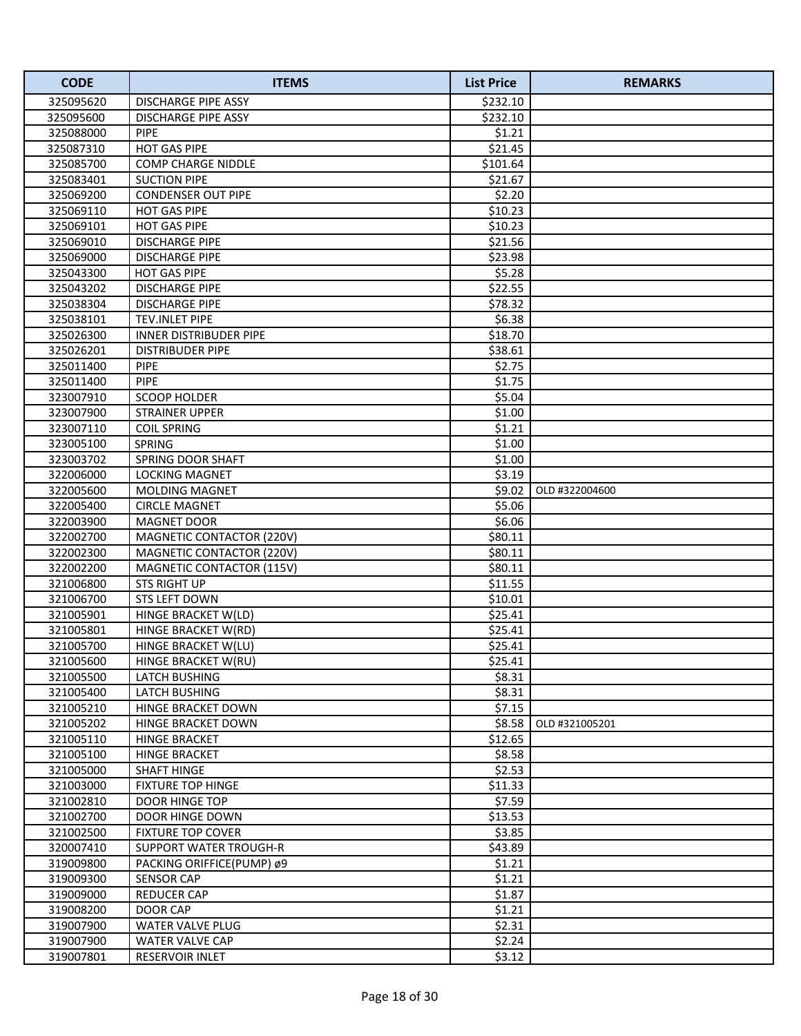| CODE | ITEMS | List Price | REMARKS |
|---|---|---|---|
| 325095620 | DISCHARGE PIPE ASSY | $232.10 | |
| 325095600 | DISCHARGE PIPE ASSY | $232.10 | |
| 325088000 | PIPE | $1.21 | |
| 325087310 | HOT GAS PIPE | $21.45 | |
| 325085700 | COMP CHARGE NIDDLE | $101.64 | |
| 325083401 | SUCTION PIPE | $21.67 | |
| 325069200 | CONDENSER OUT PIPE | $2.20 | |
| 325069110 | HOT GAS PIPE | $10.23 | |
| 325069101 | HOT GAS PIPE | $10.23 | |
| 325069010 | DISCHARGE PIPE | $21.56 | |
| 325069000 | DISCHARGE PIPE | $23.98 | |
| 325043300 | HOT GAS PIPE | $5.28 | |
| 325043202 | DISCHARGE PIPE | $22.55 | |
| 325038304 | DISCHARGE PIPE | $78.32 | |
| 325038101 | TEV.INLET PIPE | $6.38 | |
| 325026300 | INNER DISTRIBUDER PIPE | $18.70 | |
| 325026201 | DISTRIBUDER PIPE | $38.61 | |
| 325011400 | PIPE | $2.75 | |
| 325011400 | PIPE | $1.75 | |
| 323007910 | SCOOP HOLDER | $5.04 | |
| 323007900 | STRAINER UPPER | $1.00 | |
| 323007110 | COIL SPRING | $1.21 | |
| 323005100 | SPRING | $1.00 | |
| 323003702 | SPRING DOOR SHAFT | $1.00 | |
| 322006000 | LOCKING MAGNET | $3.19 | |
| 322005600 | MOLDING MAGNET | $9.02 | OLD #322004600 |
| 322005400 | CIRCLE MAGNET | $5.06 | |
| 322003900 | MAGNET DOOR | $6.06 | |
| 322002700 | MAGNETIC CONTACTOR (220V) | $80.11 | |
| 322002300 | MAGNETIC CONTACTOR (220V) | $80.11 | |
| 322002200 | MAGNETIC CONTACTOR (115V) | $80.11 | |
| 321006800 | STS RIGHT UP | $11.55 | |
| 321006700 | STS LEFT DOWN | $10.01 | |
| 321005901 | HINGE BRACKET W(LD) | $25.41 | |
| 321005801 | HINGE BRACKET W(RD) | $25.41 | |
| 321005700 | HINGE BRACKET W(LU) | $25.41 | |
| 321005600 | HINGE BRACKET W(RU) | $25.41 | |
| 321005500 | LATCH BUSHING | $8.31 | |
| 321005400 | LATCH BUSHING | $8.31 | |
| 321005210 | HINGE BRACKET DOWN | $7.15 | |
| 321005202 | HINGE BRACKET DOWN | $8.58 | OLD #321005201 |
| 321005110 | HINGE BRACKET | $12.65 | |
| 321005100 | HINGE BRACKET | $8.58 | |
| 321005000 | SHAFT HINGE | $2.53 | |
| 321003000 | FIXTURE TOP HINGE | $11.33 | |
| 321002810 | DOOR HINGE TOP | $7.59 | |
| 321002700 | DOOR HINGE DOWN | $13.53 | |
| 321002500 | FIXTURE TOP COVER | $3.85 | |
| 320007410 | SUPPORT WATER TROUGH-R | $43.89 | |
| 319009800 | PACKING ORIFFICE(PUMP) ø9 | $1.21 | |
| 319009300 | SENSOR CAP | $1.21 | |
| 319009000 | REDUCER CAP | $1.87 | |
| 319008200 | DOOR CAP | $1.21 | |
| 319007900 | WATER VALVE PLUG | $2.31 | |
| 319007900 | WATER VALVE CAP | $2.24 | |
| 319007801 | RESERVOIR INLET | $3.12 | |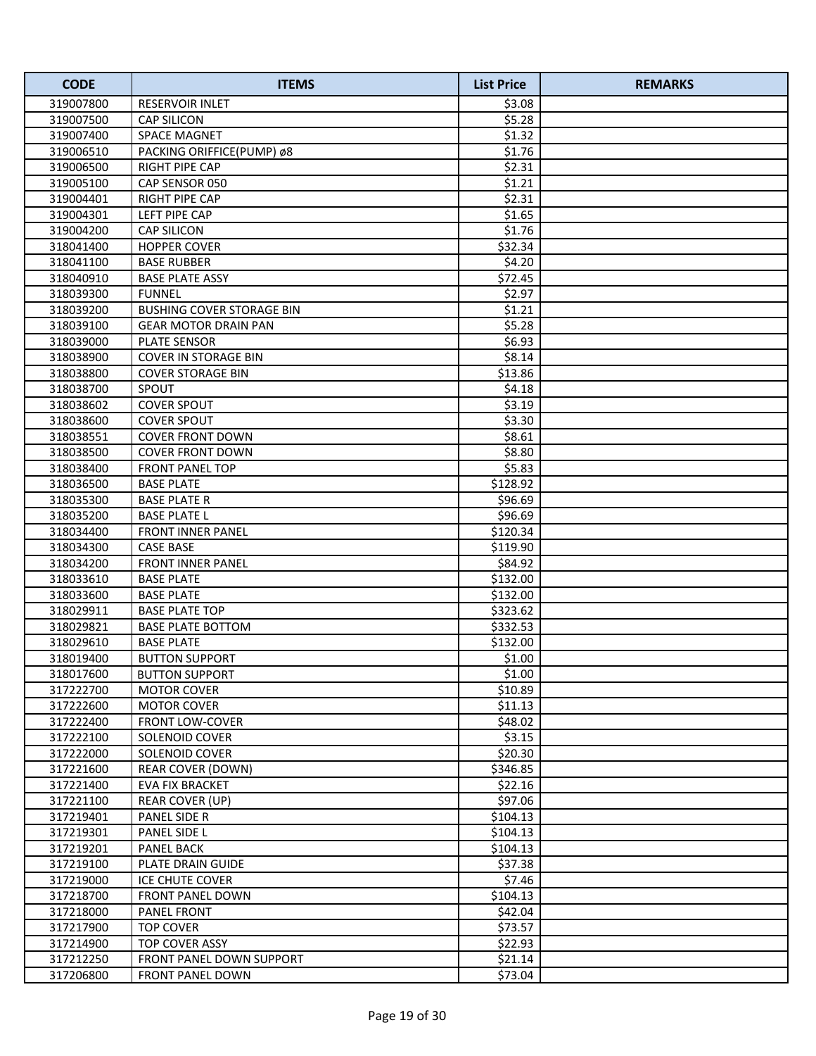| CODE | ITEMS | List Price | REMARKS |
|---|---|---|---|
| 319007800 | RESERVOIR INLET | $3.08 | |
| 319007500 | CAP SILICON | $5.28 | |
| 319007400 | SPACE MAGNET | $1.32 | |
| 319006510 | PACKING ORIFFICE(PUMP) ø8 | $1.76 | |
| 319006500 | RIGHT PIPE CAP | $2.31 | |
| 319005100 | CAP SENSOR 050 | $1.21 | |
| 319004401 | RIGHT PIPE CAP | $2.31 | |
| 319004301 | LEFT PIPE CAP | $1.65 | |
| 319004200 | CAP SILICON | $1.76 | |
| 318041400 | HOPPER COVER | $32.34 | |
| 318041100 | BASE RUBBER | $4.20 | |
| 318040910 | BASE PLATE ASSY | $72.45 | |
| 318039300 | FUNNEL | $2.97 | |
| 318039200 | BUSHING COVER STORAGE BIN | $1.21 | |
| 318039100 | GEAR MOTOR DRAIN PAN | $5.28 | |
| 318039000 | PLATE SENSOR | $6.93 | |
| 318038900 | COVER IN STORAGE BIN | $8.14 | |
| 318038800 | COVER STORAGE BIN | $13.86 | |
| 318038700 | SPOUT | $4.18 | |
| 318038602 | COVER SPOUT | $3.19 | |
| 318038600 | COVER SPOUT | $3.30 | |
| 318038551 | COVER FRONT DOWN | $8.61 | |
| 318038500 | COVER FRONT DOWN | $8.80 | |
| 318038400 | FRONT PANEL TOP | $5.83 | |
| 318036500 | BASE PLATE | $128.92 | |
| 318035300 | BASE PLATE R | $96.69 | |
| 318035200 | BASE PLATE L | $96.69 | |
| 318034400 | FRONT INNER PANEL | $120.34 | |
| 318034300 | CASE BASE | $119.90 | |
| 318034200 | FRONT INNER PANEL | $84.92 | |
| 318033610 | BASE PLATE | $132.00 | |
| 318033600 | BASE PLATE | $132.00 | |
| 318029911 | BASE PLATE TOP | $323.62 | |
| 318029821 | BASE PLATE BOTTOM | $332.53 | |
| 318029610 | BASE PLATE | $132.00 | |
| 318019400 | BUTTON SUPPORT | $1.00 | |
| 318017600 | BUTTON SUPPORT | $1.00 | |
| 317222700 | MOTOR COVER | $10.89 | |
| 317222600 | MOTOR COVER | $11.13 | |
| 317222400 | FRONT LOW-COVER | $48.02 | |
| 317222100 | SOLENOID COVER | $3.15 | |
| 317222000 | SOLENOID COVER | $20.30 | |
| 317221600 | REAR COVER (DOWN) | $346.85 | |
| 317221400 | EVA FIX BRACKET | $22.16 | |
| 317221100 | REAR COVER (UP) | $97.06 | |
| 317219401 | PANEL SIDE R | $104.13 | |
| 317219301 | PANEL SIDE L | $104.13 | |
| 317219201 | PANEL BACK | $104.13 | |
| 317219100 | PLATE DRAIN GUIDE | $37.38 | |
| 317219000 | ICE CHUTE COVER | $7.46 | |
| 317218700 | FRONT PANEL DOWN | $104.13 | |
| 317218000 | PANEL FRONT | $42.04 | |
| 317217900 | TOP COVER | $73.57 | |
| 317214900 | TOP COVER ASSY | $22.93 | |
| 317212250 | FRONT PANEL DOWN SUPPORT | $21.14 | |
| 317206800 | FRONT PANEL DOWN | $73.04 | |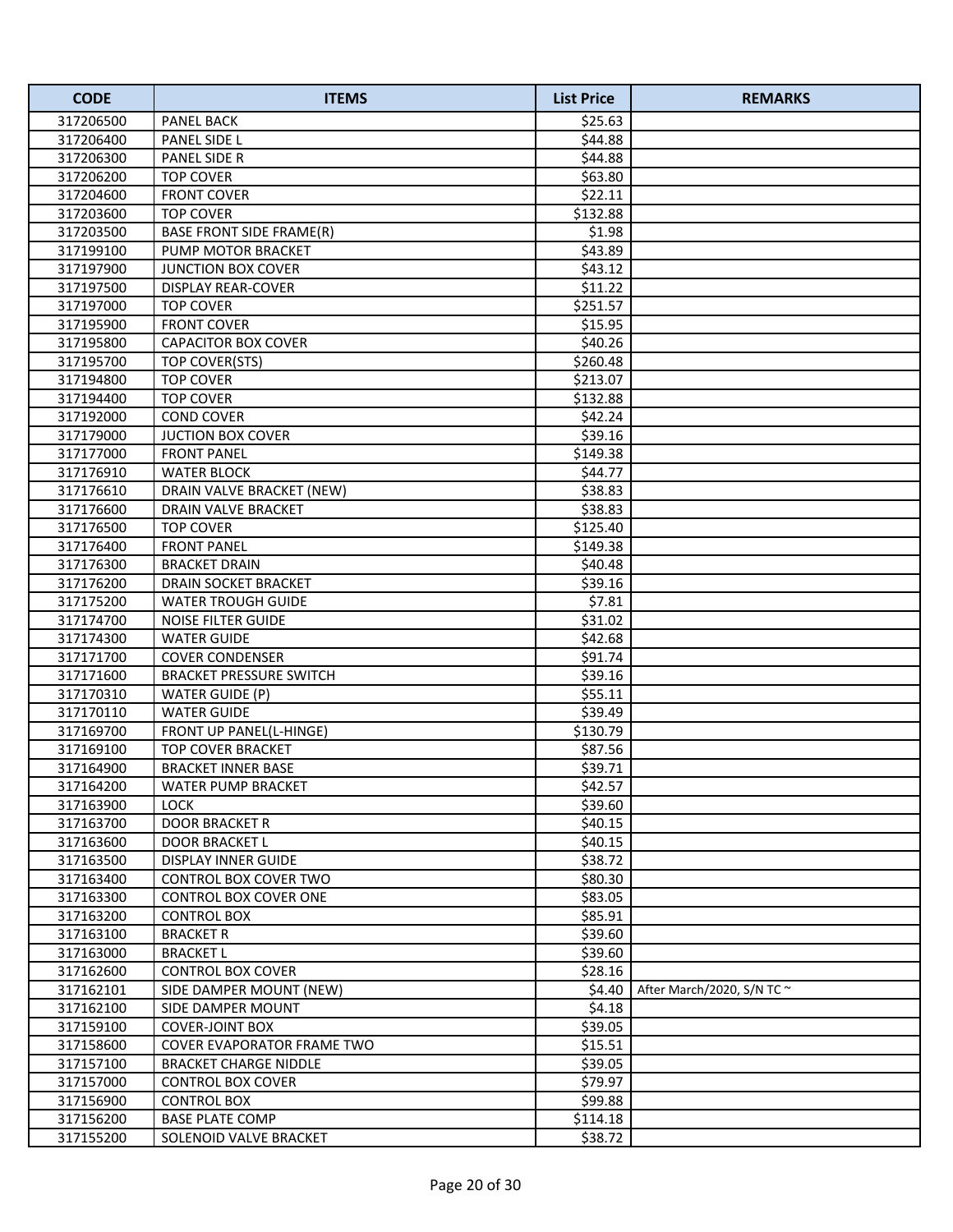| CODE | ITEMS | List Price | REMARKS |
|---|---|---|---|
| 317206500 | PANEL BACK | $25.63 | |
| 317206400 | PANEL SIDE L | $44.88 | |
| 317206300 | PANEL SIDE R | $44.88 | |
| 317206200 | TOP COVER | $63.80 | |
| 317204600 | FRONT COVER | $22.11 | |
| 317203600 | TOP COVER | $132.88 | |
| 317203500 | BASE FRONT SIDE FRAME(R) | $1.98 | |
| 317199100 | PUMP MOTOR BRACKET | $43.89 | |
| 317197900 | JUNCTION BOX COVER | $43.12 | |
| 317197500 | DISPLAY REAR-COVER | $11.22 | |
| 317197000 | TOP COVER | $251.57 | |
| 317195900 | FRONT COVER | $15.95 | |
| 317195800 | CAPACITOR BOX COVER | $40.26 | |
| 317195700 | TOP COVER(STS) | $260.48 | |
| 317194800 | TOP COVER | $213.07 | |
| 317194400 | TOP COVER | $132.88 | |
| 317192000 | COND COVER | $42.24 | |
| 317179000 | JUCTION BOX COVER | $39.16 | |
| 317177000 | FRONT PANEL | $149.38 | |
| 317176910 | WATER BLOCK | $44.77 | |
| 317176610 | DRAIN VALVE BRACKET (NEW) | $38.83 | |
| 317176600 | DRAIN VALVE BRACKET | $38.83 | |
| 317176500 | TOP COVER | $125.40 | |
| 317176400 | FRONT PANEL | $149.38 | |
| 317176300 | BRACKET DRAIN | $40.48 | |
| 317176200 | DRAIN SOCKET BRACKET | $39.16 | |
| 317175200 | WATER TROUGH GUIDE | $7.81 | |
| 317174700 | NOISE FILTER GUIDE | $31.02 | |
| 317174300 | WATER GUIDE | $42.68 | |
| 317171700 | COVER CONDENSER | $91.74 | |
| 317171600 | BRACKET PRESSURE SWITCH | $39.16 | |
| 317170310 | WATER GUIDE (P) | $55.11 | |
| 317170110 | WATER GUIDE | $39.49 | |
| 317169700 | FRONT UP PANEL(L-HINGE) | $130.79 | |
| 317169100 | TOP COVER BRACKET | $87.56 | |
| 317164900 | BRACKET INNER BASE | $39.71 | |
| 317164200 | WATER PUMP BRACKET | $42.57 | |
| 317163900 | LOCK | $39.60 | |
| 317163700 | DOOR BRACKET R | $40.15 | |
| 317163600 | DOOR BRACKET L | $40.15 | |
| 317163500 | DISPLAY INNER GUIDE | $38.72 | |
| 317163400 | CONTROL BOX COVER TWO | $80.30 | |
| 317163300 | CONTROL BOX COVER ONE | $83.05 | |
| 317163200 | CONTROL BOX | $85.91 | |
| 317163100 | BRACKET R | $39.60 | |
| 317163000 | BRACKET L | $39.60 | |
| 317162600 | CONTROL BOX COVER | $28.16 | |
| 317162101 | SIDE DAMPER MOUNT (NEW) | $4.40 | After March/2020, S/N TC ~ |
| 317162100 | SIDE DAMPER MOUNT | $4.18 | |
| 317159100 | COVER-JOINT BOX | $39.05 | |
| 317158600 | COVER EVAPORATOR FRAME TWO | $15.51 | |
| 317157100 | BRACKET CHARGE NIDDLE | $39.05 | |
| 317157000 | CONTROL BOX COVER | $79.97 | |
| 317156900 | CONTROL BOX | $99.88 | |
| 317156200 | BASE PLATE COMP | $114.18 | |
| 317155200 | SOLENOID VALVE BRACKET | $38.72 | |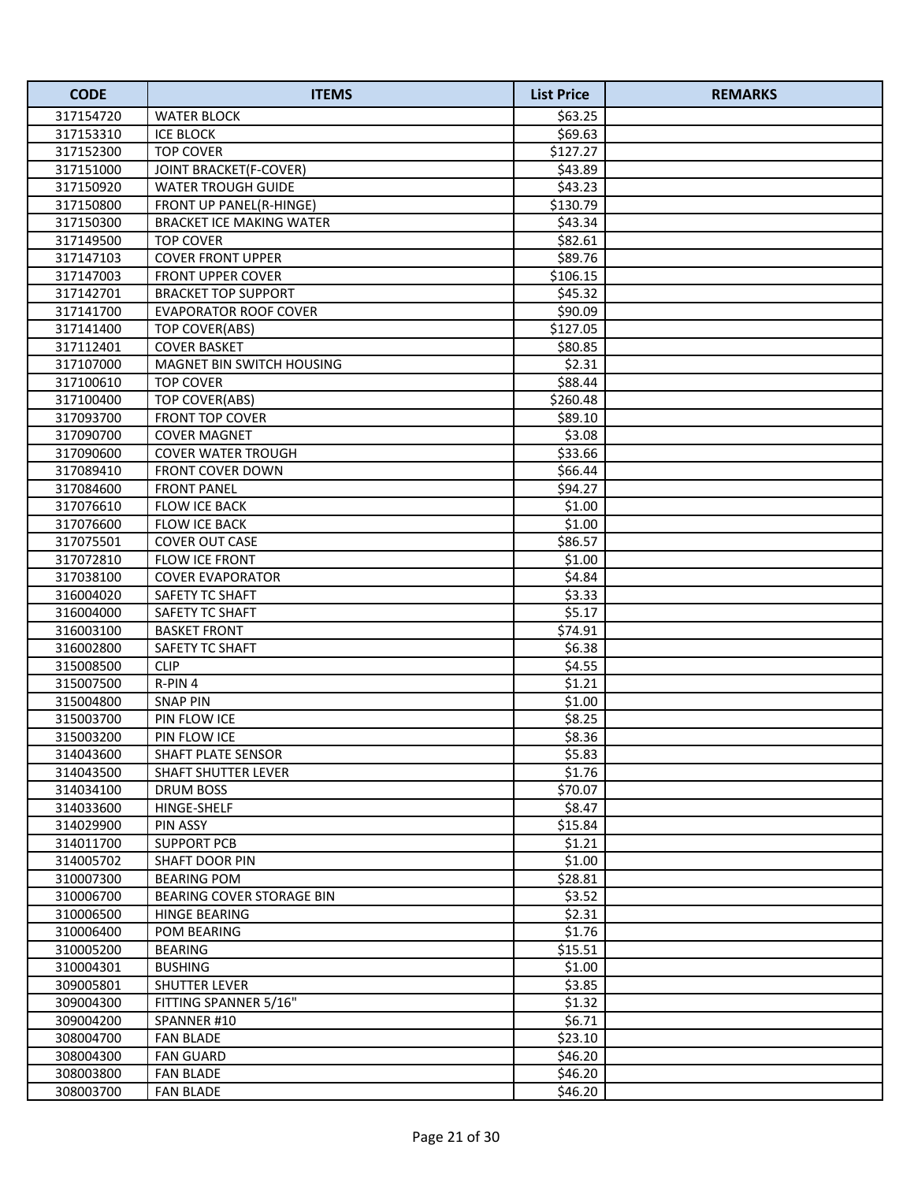| CODE | ITEMS | List Price | REMARKS |
|---|---|---|---|
| 317154720 | WATER BLOCK | $63.25 | |
| 317153310 | ICE BLOCK | $69.63 | |
| 317152300 | TOP COVER | $127.27 | |
| 317151000 | JOINT BRACKET(F-COVER) | $43.89 | |
| 317150920 | WATER TROUGH GUIDE | $43.23 | |
| 317150800 | FRONT UP PANEL(R-HINGE) | $130.79 | |
| 317150300 | BRACKET ICE MAKING WATER | $43.34 | |
| 317149500 | TOP COVER | $82.61 | |
| 317147103 | COVER FRONT UPPER | $89.76 | |
| 317147003 | FRONT UPPER COVER | $106.15 | |
| 317142701 | BRACKET TOP SUPPORT | $45.32 | |
| 317141700 | EVAPORATOR ROOF COVER | $90.09 | |
| 317141400 | TOP COVER(ABS) | $127.05 | |
| 317112401 | COVER BASKET | $80.85 | |
| 317107000 | MAGNET BIN SWITCH HOUSING | $2.31 | |
| 317100610 | TOP COVER | $88.44 | |
| 317100400 | TOP COVER(ABS) | $260.48 | |
| 317093700 | FRONT TOP COVER | $89.10 | |
| 317090700 | COVER MAGNET | $3.08 | |
| 317090600 | COVER WATER TROUGH | $33.66 | |
| 317089410 | FRONT COVER DOWN | $66.44 | |
| 317084600 | FRONT PANEL | $94.27 | |
| 317076610 | FLOW ICE BACK | $1.00 | |
| 317076600 | FLOW ICE BACK | $1.00 | |
| 317075501 | COVER OUT CASE | $86.57 | |
| 317072810 | FLOW ICE FRONT | $1.00 | |
| 317038100 | COVER EVAPORATOR | $4.84 | |
| 316004020 | SAFETY TC SHAFT | $3.33 | |
| 316004000 | SAFETY TC SHAFT | $5.17 | |
| 316003100 | BASKET FRONT | $74.91 | |
| 316002800 | SAFETY TC SHAFT | $6.38 | |
| 315008500 | CLIP | $4.55 | |
| 315007500 | R-PIN 4 | $1.21 | |
| 315004800 | SNAP PIN | $1.00 | |
| 315003700 | PIN FLOW ICE | $8.25 | |
| 315003200 | PIN FLOW ICE | $8.36 | |
| 314043600 | SHAFT PLATE SENSOR | $5.83 | |
| 314043500 | SHAFT SHUTTER LEVER | $1.76 | |
| 314034100 | DRUM BOSS | $70.07 | |
| 314033600 | HINGE-SHELF | $8.47 | |
| 314029900 | PIN ASSY | $15.84 | |
| 314011700 | SUPPORT PCB | $1.21 | |
| 314005702 | SHAFT DOOR PIN | $1.00 | |
| 310007300 | BEARING POM | $28.81 | |
| 310006700 | BEARING COVER STORAGE BIN | $3.52 | |
| 310006500 | HINGE BEARING | $2.31 | |
| 310006400 | POM BEARING | $1.76 | |
| 310005200 | BEARING | $15.51 | |
| 310004301 | BUSHING | $1.00 | |
| 309005801 | SHUTTER LEVER | $3.85 | |
| 309004300 | FITTING SPANNER 5/16" | $1.32 | |
| 309004200 | SPANNER #10 | $6.71 | |
| 308004700 | FAN BLADE | $23.10 | |
| 308004300 | FAN GUARD | $46.20 | |
| 308003800 | FAN BLADE | $46.20 | |
| 308003700 | FAN BLADE | $46.20 | |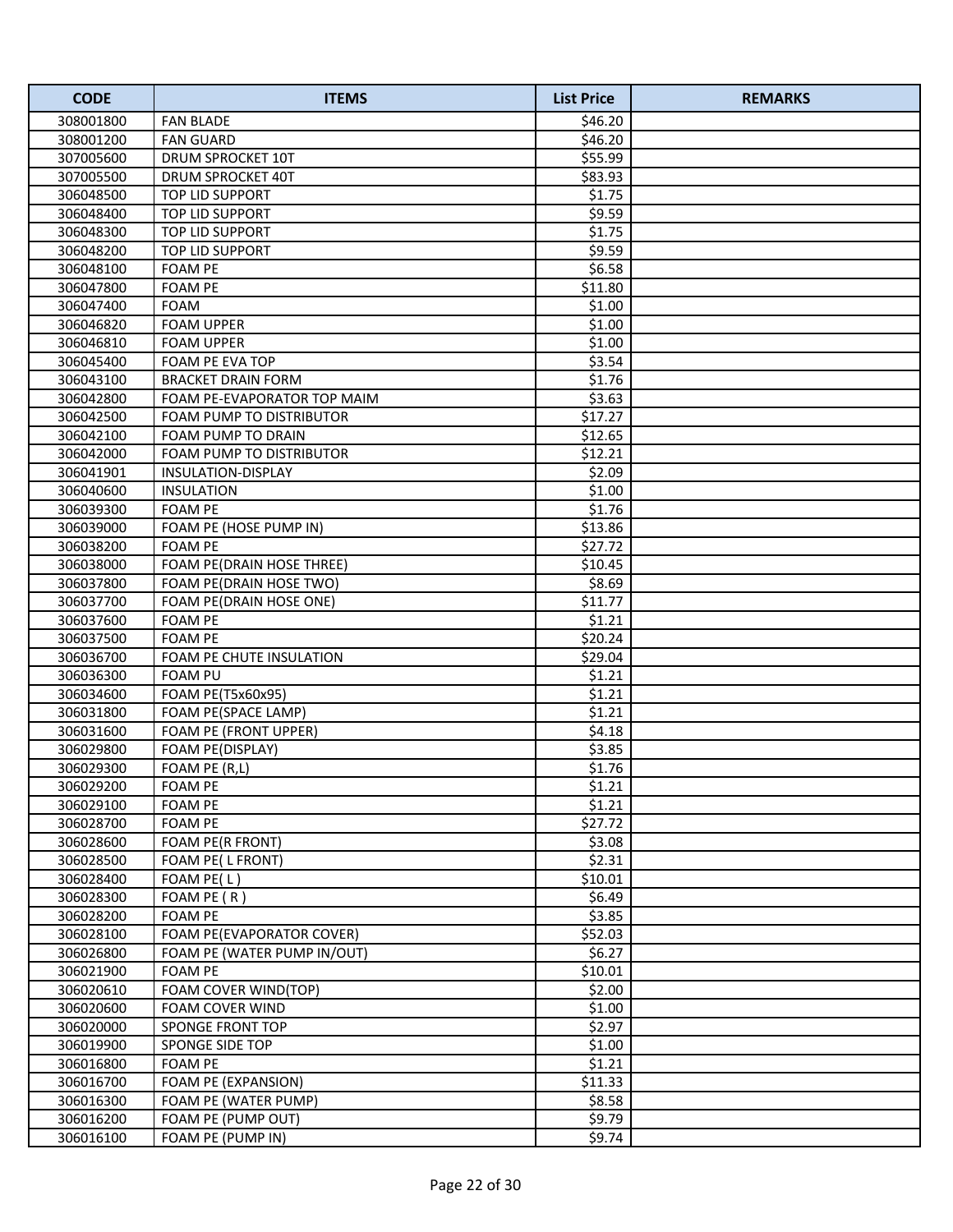| CODE | ITEMS | List Price | REMARKS |
|---|---|---|---|
| 308001800 | FAN BLADE | $46.20 | |
| 308001200 | FAN GUARD | $46.20 | |
| 307005600 | DRUM SPROCKET 10T | $55.99 | |
| 307005500 | DRUM SPROCKET 40T | $83.93 | |
| 306048500 | TOP LID SUPPORT | $1.75 | |
| 306048400 | TOP LID SUPPORT | $9.59 | |
| 306048300 | TOP LID SUPPORT | $1.75 | |
| 306048200 | TOP LID SUPPORT | $9.59 | |
| 306048100 | FOAM PE | $6.58 | |
| 306047800 | FOAM PE | $11.80 | |
| 306047400 | FOAM | $1.00 | |
| 306046820 | FOAM UPPER | $1.00 | |
| 306046810 | FOAM UPPER | $1.00 | |
| 306045400 | FOAM PE EVA TOP | $3.54 | |
| 306043100 | BRACKET DRAIN FORM | $1.76 | |
| 306042800 | FOAM PE-EVAPORATOR TOP MAIM | $3.63 | |
| 306042500 | FOAM PUMP TO DISTRIBUTOR | $17.27 | |
| 306042100 | FOAM PUMP TO DRAIN | $12.65 | |
| 306042000 | FOAM PUMP TO DISTRIBUTOR | $12.21 | |
| 306041901 | INSULATION-DISPLAY | $2.09 | |
| 306040600 | INSULATION | $1.00 | |
| 306039300 | FOAM PE | $1.76 | |
| 306039000 | FOAM PE (HOSE PUMP IN) | $13.86 | |
| 306038200 | FOAM PE | $27.72 | |
| 306038000 | FOAM PE(DRAIN HOSE THREE) | $10.45 | |
| 306037800 | FOAM PE(DRAIN HOSE TWO) | $8.69 | |
| 306037700 | FOAM PE(DRAIN HOSE ONE) | $11.77 | |
| 306037600 | FOAM PE | $1.21 | |
| 306037500 | FOAM PE | $20.24 | |
| 306036700 | FOAM PE CHUTE INSULATION | $29.04 | |
| 306036300 | FOAM PU | $1.21 | |
| 306034600 | FOAM PE(T5x60x95) | $1.21 | |
| 306031800 | FOAM PE(SPACE LAMP) | $1.21 | |
| 306031600 | FOAM PE (FRONT UPPER) | $4.18 | |
| 306029800 | FOAM PE(DISPLAY) | $3.85 | |
| 306029300 | FOAM PE (R,L) | $1.76 | |
| 306029200 | FOAM PE | $1.21 | |
| 306029100 | FOAM PE | $1.21 | |
| 306028700 | FOAM PE | $27.72 | |
| 306028600 | FOAM PE(R FRONT) | $3.08 | |
| 306028500 | FOAM PE( L FRONT) | $2.31 | |
| 306028400 | FOAM PE( L ) | $10.01 | |
| 306028300 | FOAM PE ( R ) | $6.49 | |
| 306028200 | FOAM PE | $3.85 | |
| 306028100 | FOAM PE(EVAPORATOR COVER) | $52.03 | |
| 306026800 | FOAM PE (WATER PUMP IN/OUT) | $6.27 | |
| 306021900 | FOAM PE | $10.01 | |
| 306020610 | FOAM COVER WIND(TOP) | $2.00 | |
| 306020600 | FOAM COVER WIND | $1.00 | |
| 306020000 | SPONGE FRONT TOP | $2.97 | |
| 306019900 | SPONGE SIDE TOP | $1.00 | |
| 306016800 | FOAM PE | $1.21 | |
| 306016700 | FOAM PE (EXPANSION) | $11.33 | |
| 306016300 | FOAM PE (WATER PUMP) | $8.58 | |
| 306016200 | FOAM PE (PUMP OUT) | $9.79 | |
| 306016100 | FOAM PE (PUMP IN) | $9.74 | |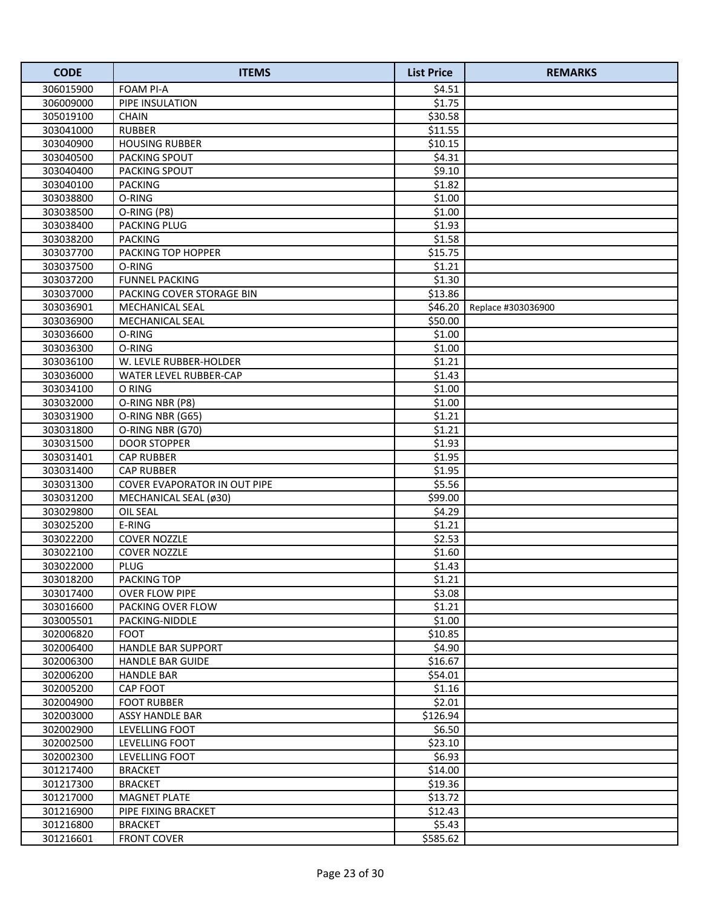| CODE | ITEMS | List Price | REMARKS |
|---|---|---|---|
| 306015900 | FOAM PI-A | $4.51 | |
| 306009000 | PIPE INSULATION | $1.75 | |
| 305019100 | CHAIN | $30.58 | |
| 303041000 | RUBBER | $11.55 | |
| 303040900 | HOUSING RUBBER | $10.15 | |
| 303040500 | PACKING SPOUT | $4.31 | |
| 303040400 | PACKING SPOUT | $9.10 | |
| 303040100 | PACKING | $1.82 | |
| 303038800 | O-RING | $1.00 | |
| 303038500 | O-RING (P8) | $1.00 | |
| 303038400 | PACKING PLUG | $1.93 | |
| 303038200 | PACKING | $1.58 | |
| 303037700 | PACKING TOP HOPPER | $15.75 | |
| 303037500 | O-RING | $1.21 | |
| 303037200 | FUNNEL PACKING | $1.30 | |
| 303037000 | PACKING COVER STORAGE BIN | $13.86 | |
| 303036901 | MECHANICAL SEAL | $46.20 | Replace #303036900 |
| 303036900 | MECHANICAL SEAL | $50.00 | |
| 303036600 | O-RING | $1.00 | |
| 303036300 | O-RING | $1.00 | |
| 303036100 | W. LEVLE RUBBER-HOLDER | $1.21 | |
| 303036000 | WATER LEVEL RUBBER-CAP | $1.43 | |
| 303034100 | O RING | $1.00 | |
| 303032000 | O-RING NBR (P8) | $1.00 | |
| 303031900 | O-RING NBR (G65) | $1.21 | |
| 303031800 | O-RING NBR (G70) | $1.21 | |
| 303031500 | DOOR STOPPER | $1.93 | |
| 303031401 | CAP RUBBER | $1.95 | |
| 303031400 | CAP RUBBER | $1.95 | |
| 303031300 | COVER EVAPORATOR IN OUT PIPE | $5.56 | |
| 303031200 | MECHANICAL SEAL (ø30) | $99.00 | |
| 303029800 | OIL SEAL | $4.29 | |
| 303025200 | E-RING | $1.21 | |
| 303022200 | COVER NOZZLE | $2.53 | |
| 303022100 | COVER NOZZLE | $1.60 | |
| 303022000 | PLUG | $1.43 | |
| 303018200 | PACKING TOP | $1.21 | |
| 303017400 | OVER FLOW PIPE | $3.08 | |
| 303016600 | PACKING OVER FLOW | $1.21 | |
| 303005501 | PACKING-NIDDLE | $1.00 | |
| 302006820 | FOOT | $10.85 | |
| 302006400 | HANDLE BAR SUPPORT | $4.90 | |
| 302006300 | HANDLE BAR GUIDE | $16.67 | |
| 302006200 | HANDLE BAR | $54.01 | |
| 302005200 | CAP FOOT | $1.16 | |
| 302004900 | FOOT RUBBER | $2.01 | |
| 302003000 | ASSY HANDLE BAR | $126.94 | |
| 302002900 | LEVELLING FOOT | $6.50 | |
| 302002500 | LEVELLING FOOT | $23.10 | |
| 302002300 | LEVELLING FOOT | $6.93 | |
| 301217400 | BRACKET | $14.00 | |
| 301217300 | BRACKET | $19.36 | |
| 301217000 | MAGNET PLATE | $13.72 | |
| 301216900 | PIPE FIXING BRACKET | $12.43 | |
| 301216800 | BRACKET | $5.43 | |
| 301216601 | FRONT COVER | $585.62 | |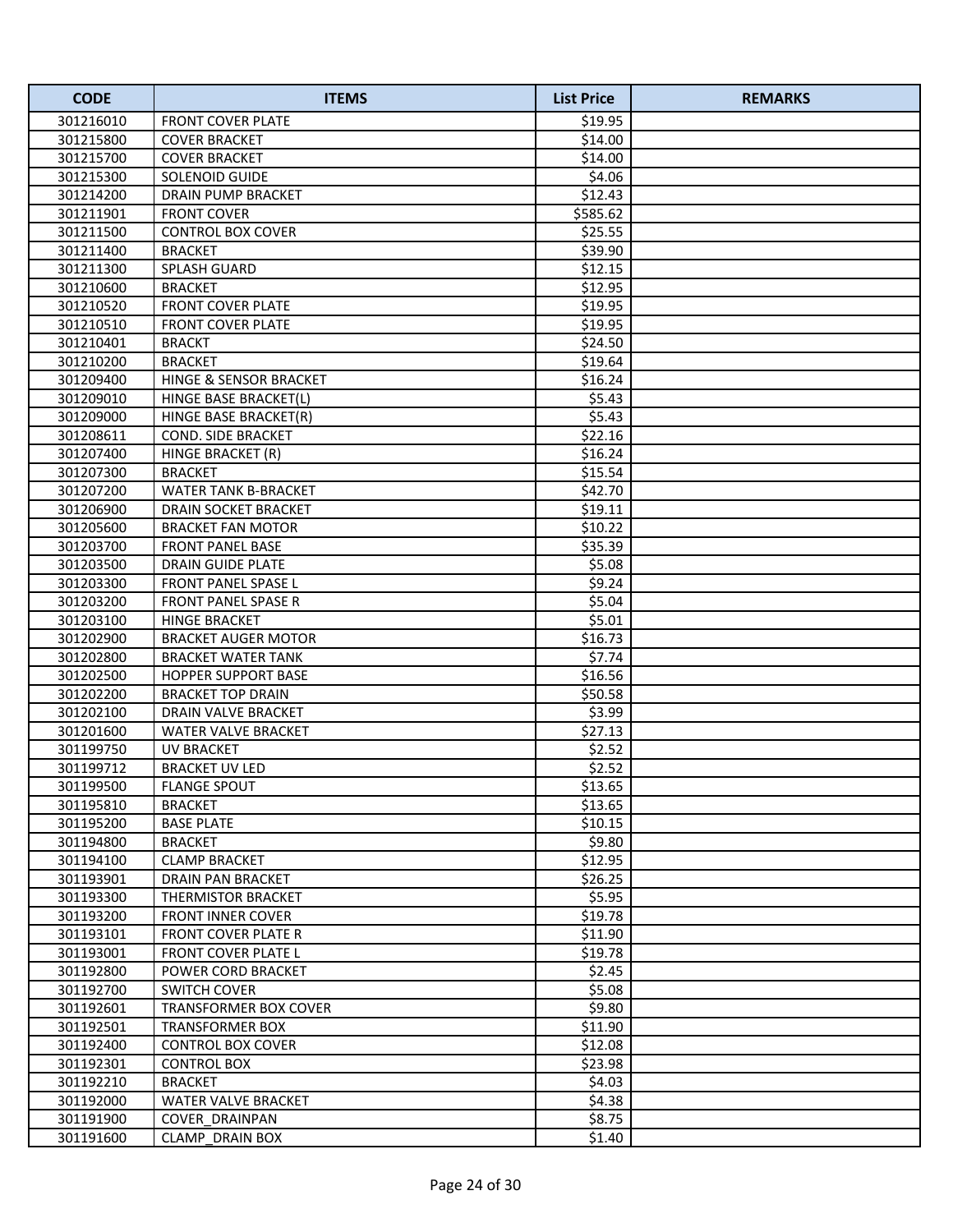| CODE | ITEMS | List Price | REMARKS |
|---|---|---|---|
| 301216010 | FRONT COVER PLATE | $19.95 | |
| 301215800 | COVER BRACKET | $14.00 | |
| 301215700 | COVER BRACKET | $14.00 | |
| 301215300 | SOLENOID GUIDE | $4.06 | |
| 301214200 | DRAIN PUMP BRACKET | $12.43 | |
| 301211901 | FRONT COVER | $585.62 | |
| 301211500 | CONTROL BOX COVER | $25.55 | |
| 301211400 | BRACKET | $39.90 | |
| 301211300 | SPLASH GUARD | $12.15 | |
| 301210600 | BRACKET | $12.95 | |
| 301210520 | FRONT COVER PLATE | $19.95 | |
| 301210510 | FRONT COVER PLATE | $19.95 | |
| 301210401 | BRACKT | $24.50 | |
| 301210200 | BRACKET | $19.64 | |
| 301209400 | HINGE & SENSOR BRACKET | $16.24 | |
| 301209010 | HINGE BASE BRACKET(L) | $5.43 | |
| 301209000 | HINGE BASE BRACKET(R) | $5.43 | |
| 301208611 | COND. SIDE BRACKET | $22.16 | |
| 301207400 | HINGE BRACKET (R) | $16.24 | |
| 301207300 | BRACKET | $15.54 | |
| 301207200 | WATER TANK B-BRACKET | $42.70 | |
| 301206900 | DRAIN SOCKET BRACKET | $19.11 | |
| 301205600 | BRACKET FAN MOTOR | $10.22 | |
| 301203700 | FRONT PANEL BASE | $35.39 | |
| 301203500 | DRAIN GUIDE PLATE | $5.08 | |
| 301203300 | FRONT PANEL SPASE L | $9.24 | |
| 301203200 | FRONT PANEL SPASE R | $5.04 | |
| 301203100 | HINGE BRACKET | $5.01 | |
| 301202900 | BRACKET AUGER MOTOR | $16.73 | |
| 301202800 | BRACKET WATER TANK | $7.74 | |
| 301202500 | HOPPER SUPPORT BASE | $16.56 | |
| 301202200 | BRACKET TOP DRAIN | $50.58 | |
| 301202100 | DRAIN VALVE BRACKET | $3.99 | |
| 301201600 | WATER VALVE BRACKET | $27.13 | |
| 301199750 | UV BRACKET | $2.52 | |
| 301199712 | BRACKET UV LED | $2.52 | |
| 301199500 | FLANGE SPOUT | $13.65 | |
| 301195810 | BRACKET | $13.65 | |
| 301195200 | BASE PLATE | $10.15 | |
| 301194800 | BRACKET | $9.80 | |
| 301194100 | CLAMP BRACKET | $12.95 | |
| 301193901 | DRAIN PAN BRACKET | $26.25 | |
| 301193300 | THERMISTOR BRACKET | $5.95 | |
| 301193200 | FRONT INNER COVER | $19.78 | |
| 301193101 | FRONT COVER PLATE R | $11.90 | |
| 301193001 | FRONT COVER PLATE L | $19.78 | |
| 301192800 | POWER CORD BRACKET | $2.45 | |
| 301192700 | SWITCH COVER | $5.08 | |
| 301192601 | TRANSFORMER BOX COVER | $9.80 | |
| 301192501 | TRANSFORMER BOX | $11.90 | |
| 301192400 | CONTROL BOX COVER | $12.08 | |
| 301192301 | CONTROL BOX | $23.98 | |
| 301192210 | BRACKET | $4.03 | |
| 301192000 | WATER VALVE BRACKET | $4.38 | |
| 301191900 | COVER_DRAINPAN | $8.75 | |
| 301191600 | CLAMP_DRAIN BOX | $1.40 | |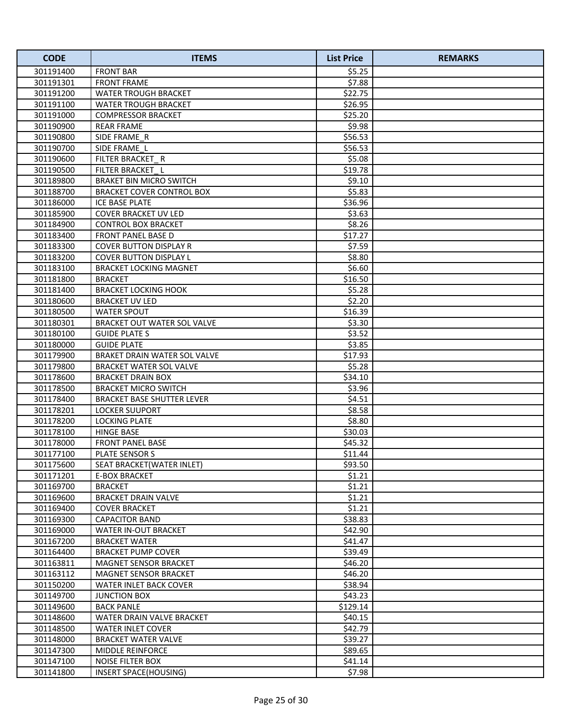| CODE | ITEMS | List Price | REMARKS |
|---|---|---|---|
| 301191400 | FRONT BAR | $5.25 | |
| 301191301 | FRONT FRAME | $7.88 | |
| 301191200 | WATER TROUGH BRACKET | $22.75 | |
| 301191100 | WATER TROUGH BRACKET | $26.95 | |
| 301191000 | COMPRESSOR BRACKET | $25.20 | |
| 301190900 | REAR FRAME | $9.98 | |
| 301190800 | SIDE FRAME_R | $56.53 | |
| 301190700 | SIDE FRAME_L | $56.53 | |
| 301190600 | FILTER BRACKET_ R | $5.08 | |
| 301190500 | FILTER BRACKET_ L | $19.78 | |
| 301189800 | BRAKET BIN MICRO SWITCH | $9.10 | |
| 301188700 | BRACKET COVER CONTROL BOX | $5.83 | |
| 301186000 | ICE BASE PLATE | $36.96 | |
| 301185900 | COVER BRACKET UV LED | $3.63 | |
| 301184900 | CONTROL BOX BRACKET | $8.26 | |
| 301183400 | FRONT PANEL BASE D | $17.27 | |
| 301183300 | COVER BUTTON DISPLAY R | $7.59 | |
| 301183200 | COVER BUTTON DISPLAY L | $8.80 | |
| 301183100 | BRACKET LOCKING MAGNET | $6.60 | |
| 301181800 | BRACKET | $16.50 | |
| 301181400 | BRACKET LOCKING HOOK | $5.28 | |
| 301180600 | BRACKET UV LED | $2.20 | |
| 301180500 | WATER SPOUT | $16.39 | |
| 301180301 | BRACKET OUT WATER SOL VALVE | $3.30 | |
| 301180100 | GUIDE PLATE S | $3.52 | |
| 301180000 | GUIDE PLATE | $3.85 | |
| 301179900 | BRAKET DRAIN WATER SOL VALVE | $17.93 | |
| 301179800 | BRACKET WATER SOL VALVE | $5.28 | |
| 301178600 | BRACKET DRAIN BOX | $34.10 | |
| 301178500 | BRACKET MICRO SWITCH | $3.96 | |
| 301178400 | BRACKET BASE SHUTTER LEVER | $4.51 | |
| 301178201 | LOCKER SUUPORT | $8.58 | |
| 301178200 | LOCKING PLATE | $8.80 | |
| 301178100 | HINGE BASE | $30.03 | |
| 301178000 | FRONT PANEL BASE | $45.32 | |
| 301177100 | PLATE SENSOR S | $11.44 | |
| 301175600 | SEAT BRACKET(WATER INLET) | $93.50 | |
| 301171201 | E-BOX BRACKET | $1.21 | |
| 301169700 | BRACKET | $1.21 | |
| 301169600 | BRACKET DRAIN VALVE | $1.21 | |
| 301169400 | COVER BRACKET | $1.21 | |
| 301169300 | CAPACITOR BAND | $38.83 | |
| 301169000 | WATER IN-OUT BRACKET | $42.90 | |
| 301167200 | BRACKET WATER | $41.47 | |
| 301164400 | BRACKET PUMP COVER | $39.49 | |
| 301163811 | MAGNET SENSOR BRACKET | $46.20 | |
| 301163112 | MAGNET SENSOR BRACKET | $46.20 | |
| 301150200 | WATER INLET BACK COVER | $38.94 | |
| 301149700 | JUNCTION BOX | $43.23 | |
| 301149600 | BACK PANLE | $129.14 | |
| 301148600 | WATER DRAIN VALVE BRACKET | $40.15 | |
| 301148500 | WATER INLET COVER | $42.79 | |
| 301148000 | BRACKET WATER VALVE | $39.27 | |
| 301147300 | MIDDLE REINFORCE | $89.65 | |
| 301147100 | NOISE FILTER BOX | $41.14 | |
| 301141800 | INSERT SPACE(HOUSING) | $7.98 | |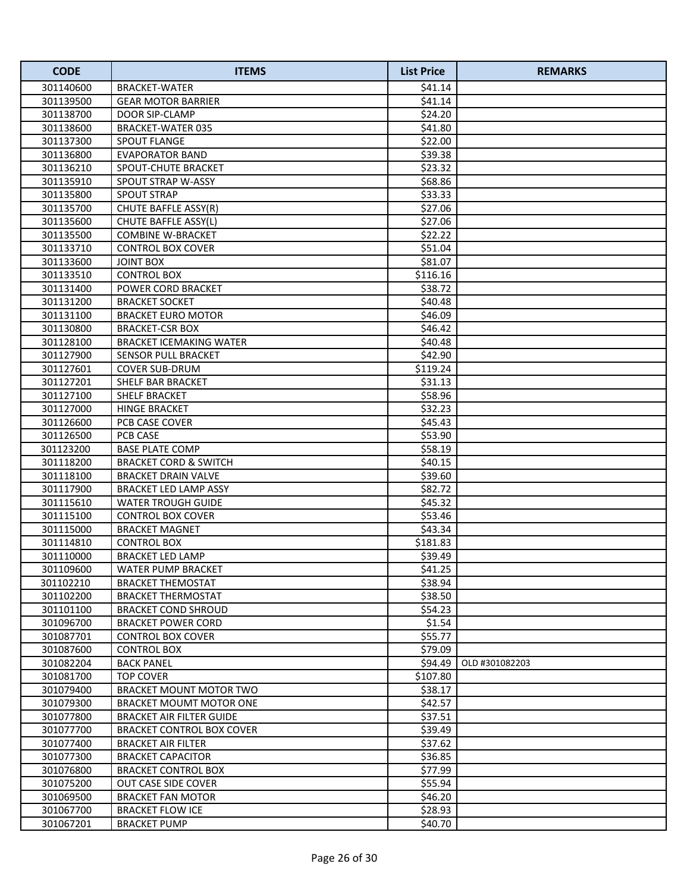| CODE | ITEMS | List Price | REMARKS |
|---|---|---|---|
| 301140600 | BRACKET-WATER | $41.14 | |
| 301139500 | GEAR MOTOR BARRIER | $41.14 | |
| 301138700 | DOOR SIP-CLAMP | $24.20 | |
| 301138600 | BRACKET-WATER 035 | $41.80 | |
| 301137300 | SPOUT FLANGE | $22.00 | |
| 301136800 | EVAPORATOR BAND | $39.38 | |
| 301136210 | SPOUT-CHUTE BRACKET | $23.32 | |
| 301135910 | SPOUT STRAP W-ASSY | $68.86 | |
| 301135800 | SPOUT STRAP | $33.33 | |
| 301135700 | CHUTE BAFFLE ASSY(R) | $27.06 | |
| 301135600 | CHUTE BAFFLE ASSY(L) | $27.06 | |
| 301135500 | COMBINE W-BRACKET | $22.22 | |
| 301133710 | CONTROL BOX COVER | $51.04 | |
| 301133600 | JOINT BOX | $81.07 | |
| 301133510 | CONTROL BOX | $116.16 | |
| 301131400 | POWER CORD BRACKET | $38.72 | |
| 301131200 | BRACKET SOCKET | $40.48 | |
| 301131100 | BRACKET EURO MOTOR | $46.09 | |
| 301130800 | BRACKET-CSR BOX | $46.42 | |
| 301128100 | BRACKET ICEMAKING WATER | $40.48 | |
| 301127900 | SENSOR PULL BRACKET | $42.90 | |
| 301127601 | COVER SUB-DRUM | $119.24 | |
| 301127201 | SHELF BAR BRACKET | $31.13 | |
| 301127100 | SHELF BRACKET | $58.96 | |
| 301127000 | HINGE BRACKET | $32.23 | |
| 301126600 | PCB CASE COVER | $45.43 | |
| 301126500 | PCB CASE | $53.90 | |
| 301123200 | BASE PLATE COMP | $58.19 | |
| 301118200 | BRACKET CORD & SWITCH | $40.15 | |
| 301118100 | BRACKET DRAIN VALVE | $39.60 | |
| 301117900 | BRACKET LED LAMP ASSY | $82.72 | |
| 301115610 | WATER TROUGH GUIDE | $45.32 | |
| 301115100 | CONTROL BOX COVER | $53.46 | |
| 301115000 | BRACKET MAGNET | $43.34 | |
| 301114810 | CONTROL BOX | $181.83 | |
| 301110000 | BRACKET LED LAMP | $39.49 | |
| 301109600 | WATER PUMP BRACKET | $41.25 | |
| 301102210 | BRACKET THEMOSTAT | $38.94 | |
| 301102200 | BRACKET THERMOSTAT | $38.50 | |
| 301101100 | BRACKET COND SHROUD | $54.23 | |
| 301096700 | BRACKET POWER CORD | $1.54 | |
| 301087701 | CONTROL BOX COVER | $55.77 | |
| 301087600 | CONTROL BOX | $79.09 | |
| 301082204 | BACK PANEL | $94.49 | OLD #301082203 |
| 301081700 | TOP COVER | $107.80 | |
| 301079400 | BRACKET MOUNT MOTOR TWO | $38.17 | |
| 301079300 | BRACKET MOUMT MOTOR ONE | $42.57 | |
| 301077800 | BRACKET AIR FILTER GUIDE | $37.51 | |
| 301077700 | BRACKET CONTROL BOX COVER | $39.49 | |
| 301077400 | BRACKET AIR FILTER | $37.62 | |
| 301077300 | BRACKET CAPACITOR | $36.85 | |
| 301076800 | BRACKET CONTROL BOX | $77.99 | |
| 301075200 | OUT CASE SIDE COVER | $55.94 | |
| 301069500 | BRACKET FAN MOTOR | $46.20 | |
| 301067700 | BRACKET FLOW ICE | $28.93 | |
| 301067201 | BRACKET PUMP | $40.70 | |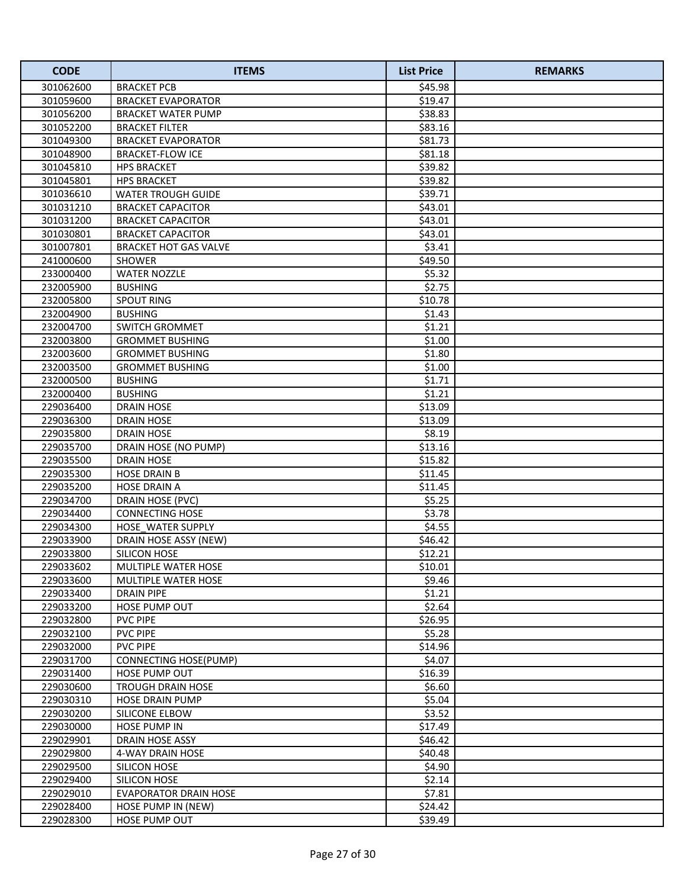| CODE | ITEMS | List Price | REMARKS |
|---|---|---|---|
| 301062600 | BRACKET PCB | $45.98 | |
| 301059600 | BRACKET EVAPORATOR | $19.47 | |
| 301056200 | BRACKET WATER PUMP | $38.83 | |
| 301052200 | BRACKET FILTER | $83.16 | |
| 301049300 | BRACKET EVAPORATOR | $81.73 | |
| 301048900 | BRACKET-FLOW ICE | $81.18 | |
| 301045810 | HPS BRACKET | $39.82 | |
| 301045801 | HPS BRACKET | $39.82 | |
| 301036610 | WATER TROUGH GUIDE | $39.71 | |
| 301031210 | BRACKET CAPACITOR | $43.01 | |
| 301031200 | BRACKET CAPACITOR | $43.01 | |
| 301030801 | BRACKET CAPACITOR | $43.01 | |
| 301007801 | BRACKET HOT GAS VALVE | $3.41 | |
| 241000600 | SHOWER | $49.50 | |
| 233000400 | WATER NOZZLE | $5.32 | |
| 232005900 | BUSHING | $2.75 | |
| 232005800 | SPOUT RING | $10.78 | |
| 232004900 | BUSHING | $1.43 | |
| 232004700 | SWITCH GROMMET | $1.21 | |
| 232003800 | GROMMET BUSHING | $1.00 | |
| 232003600 | GROMMET BUSHING | $1.80 | |
| 232003500 | GROMMET BUSHING | $1.00 | |
| 232000500 | BUSHING | $1.71 | |
| 232000400 | BUSHING | $1.21 | |
| 229036400 | DRAIN HOSE | $13.09 | |
| 229036300 | DRAIN HOSE | $13.09 | |
| 229035800 | DRAIN HOSE | $8.19 | |
| 229035700 | DRAIN HOSE (NO PUMP) | $13.16 | |
| 229035500 | DRAIN HOSE | $15.82 | |
| 229035300 | HOSE DRAIN B | $11.45 | |
| 229035200 | HOSE DRAIN A | $11.45 | |
| 229034700 | DRAIN HOSE (PVC) | $5.25 | |
| 229034400 | CONNECTING HOSE | $3.78 | |
| 229034300 | HOSE_WATER SUPPLY | $4.55 | |
| 229033900 | DRAIN HOSE ASSY (NEW) | $46.42 | |
| 229033800 | SILICON HOSE | $12.21 | |
| 229033602 | MULTIPLE WATER HOSE | $10.01 | |
| 229033600 | MULTIPLE WATER HOSE | $9.46 | |
| 229033400 | DRAIN PIPE | $1.21 | |
| 229033200 | HOSE PUMP OUT | $2.64 | |
| 229032800 | PVC PIPE | $26.95 | |
| 229032100 | PVC PIPE | $5.28 | |
| 229032000 | PVC PIPE | $14.96 | |
| 229031700 | CONNECTING HOSE(PUMP) | $4.07 | |
| 229031400 | HOSE PUMP OUT | $16.39 | |
| 229030600 | TROUGH DRAIN HOSE | $6.60 | |
| 229030310 | HOSE DRAIN PUMP | $5.04 | |
| 229030200 | SILICONE ELBOW | $3.52 | |
| 229030000 | HOSE PUMP IN | $17.49 | |
| 229029901 | DRAIN HOSE ASSY | $46.42 | |
| 229029800 | 4-WAY DRAIN HOSE | $40.48 | |
| 229029500 | SILICON HOSE | $4.90 | |
| 229029400 | SILICON HOSE | $2.14 | |
| 229029010 | EVAPORATOR DRAIN HOSE | $7.81 | |
| 229028400 | HOSE PUMP IN (NEW) | $24.42 | |
| 229028300 | HOSE PUMP OUT | $39.49 | |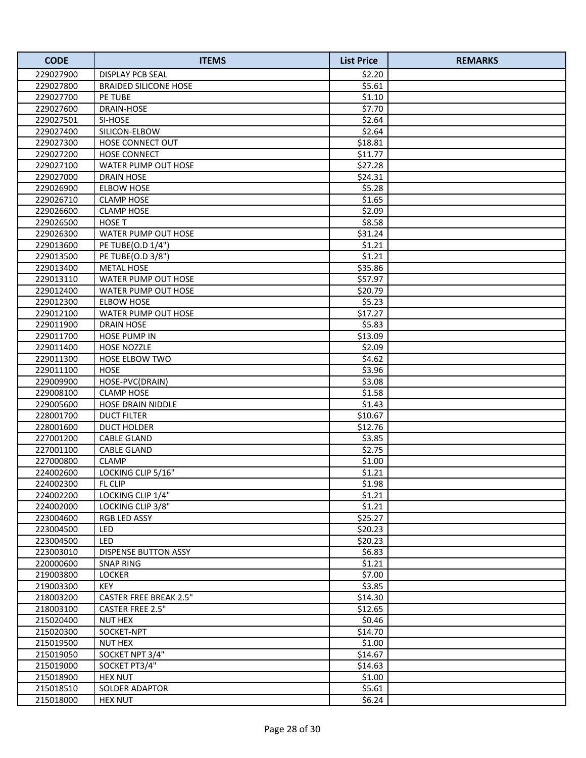| CODE | ITEMS | List Price | REMARKS |
|---|---|---|---|
| 229027900 | DISPLAY PCB SEAL | $2.20 | |
| 229027800 | BRAIDED SILICONE HOSE | $5.61 | |
| 229027700 | PE TUBE | $1.10 | |
| 229027600 | DRAIN-HOSE | $7.70 | |
| 229027501 | SI-HOSE | $2.64 | |
| 229027400 | SILICON-ELBOW | $2.64 | |
| 229027300 | HOSE CONNECT OUT | $18.81 | |
| 229027200 | HOSE CONNECT | $11.77 | |
| 229027100 | WATER PUMP OUT HOSE | $27.28 | |
| 229027000 | DRAIN HOSE | $24.31 | |
| 229026900 | ELBOW HOSE | $5.28 | |
| 229026710 | CLAMP HOSE | $1.65 | |
| 229026600 | CLAMP HOSE | $2.09 | |
| 229026500 | HOSE T | $8.58 | |
| 229026300 | WATER PUMP OUT HOSE | $31.24 | |
| 229013600 | PE TUBE(O.D 1/4") | $1.21 | |
| 229013500 | PE TUBE(O.D 3/8") | $1.21 | |
| 229013400 | METAL HOSE | $35.86 | |
| 229013110 | WATER PUMP OUT HOSE | $57.97 | |
| 229012400 | WATER PUMP OUT HOSE | $20.79 | |
| 229012300 | ELBOW HOSE | $5.23 | |
| 229012100 | WATER PUMP OUT HOSE | $17.27 | |
| 229011900 | DRAIN HOSE | $5.83 | |
| 229011700 | HOSE PUMP IN | $13.09 | |
| 229011400 | HOSE NOZZLE | $2.09 | |
| 229011300 | HOSE ELBOW TWO | $4.62 | |
| 229011100 | HOSE | $3.96 | |
| 229009900 | HOSE-PVC(DRAIN) | $3.08 | |
| 229008100 | CLAMP HOSE | $1.58 | |
| 229005600 | HOSE DRAIN NIDDLE | $1.43 | |
| 228001700 | DUCT FILTER | $10.67 | |
| 228001600 | DUCT HOLDER | $12.76 | |
| 227001200 | CABLE GLAND | $3.85 | |
| 227001100 | CABLE GLAND | $2.75 | |
| 227000800 | CLAMP | $1.00 | |
| 224002600 | LOCKING CLIP 5/16" | $1.21 | |
| 224002300 | FL CLIP | $1.98 | |
| 224002200 | LOCKING CLIP 1/4" | $1.21 | |
| 224002000 | LOCKING CLIP 3/8" | $1.21 | |
| 223004600 | RGB LED ASSY | $25.27 | |
| 223004500 | LED | $20.23 | |
| 223004500 | LED | $20.23 | |
| 223003010 | DISPENSE BUTTON ASSY | $6.83 | |
| 220000600 | SNAP RING | $1.21 | |
| 219003800 | LOCKER | $7.00 | |
| 219003300 | KEY | $3.85 | |
| 218003200 | CASTER FREE BREAK 2.5" | $14.30 | |
| 218003100 | CASTER FREE 2.5" | $12.65 | |
| 215020400 | NUT HEX | $0.46 | |
| 215020300 | SOCKET-NPT | $14.70 | |
| 215019500 | NUT HEX | $1.00 | |
| 215019050 | SOCKET NPT 3/4" | $14.67 | |
| 215019000 | SOCKET PT3/4" | $14.63 | |
| 215018900 | HEX NUT | $1.00 | |
| 215018510 | SOLDER ADAPTOR | $5.61 | |
| 215018000 | HEX NUT | $6.24 | |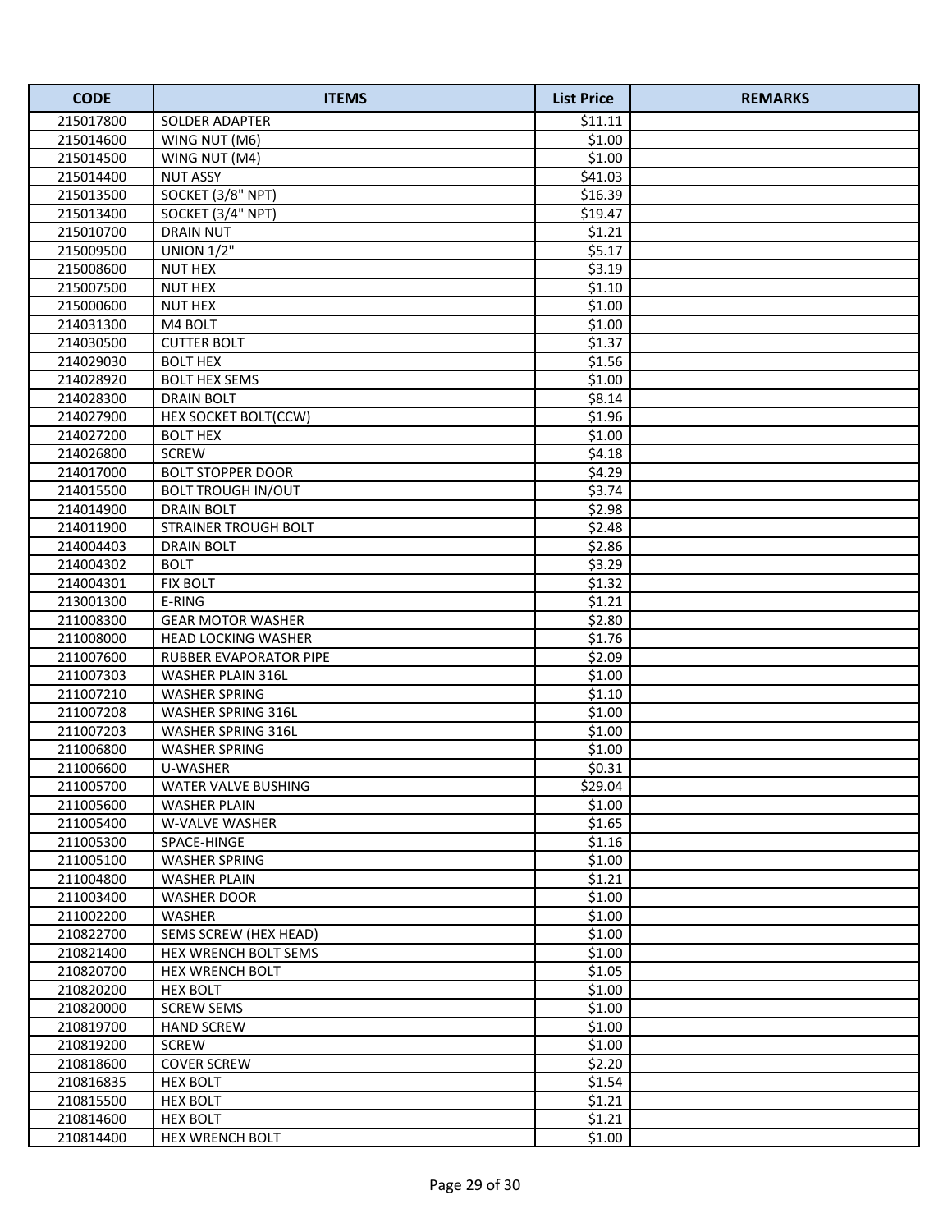| CODE | ITEMS | List Price | REMARKS |
|---|---|---|---|
| 215017800 | SOLDER ADAPTER | $11.11 | |
| 215014600 | WING NUT (M6) | $1.00 | |
| 215014500 | WING NUT (M4) | $1.00 | |
| 215014400 | NUT ASSY | $41.03 | |
| 215013500 | SOCKET (3/8" NPT) | $16.39 | |
| 215013400 | SOCKET (3/4" NPT) | $19.47 | |
| 215010700 | DRAIN NUT | $1.21 | |
| 215009500 | UNION 1/2" | $5.17 | |
| 215008600 | NUT HEX | $3.19 | |
| 215007500 | NUT HEX | $1.10 | |
| 215000600 | NUT HEX | $1.00 | |
| 214031300 | M4 BOLT | $1.00 | |
| 214030500 | CUTTER BOLT | $1.37 | |
| 214029030 | BOLT HEX | $1.56 | |
| 214028920 | BOLT HEX SEMS | $1.00 | |
| 214028300 | DRAIN BOLT | $8.14 | |
| 214027900 | HEX SOCKET BOLT(CCW) | $1.96 | |
| 214027200 | BOLT HEX | $1.00 | |
| 214026800 | SCREW | $4.18 | |
| 214017000 | BOLT STOPPER DOOR | $4.29 | |
| 214015500 | BOLT TROUGH IN/OUT | $3.74 | |
| 214014900 | DRAIN BOLT | $2.98 | |
| 214011900 | STRAINER TROUGH BOLT | $2.48 | |
| 214004403 | DRAIN BOLT | $2.86 | |
| 214004302 | BOLT | $3.29 | |
| 214004301 | FIX BOLT | $1.32 | |
| 213001300 | E-RING | $1.21 | |
| 211008300 | GEAR MOTOR WASHER | $2.80 | |
| 211008000 | HEAD LOCKING WASHER | $1.76 | |
| 211007600 | RUBBER EVAPORATOR PIPE | $2.09 | |
| 211007303 | WASHER PLAIN 316L | $1.00 | |
| 211007210 | WASHER SPRING | $1.10 | |
| 211007208 | WASHER SPRING 316L | $1.00 | |
| 211007203 | WASHER SPRING 316L | $1.00 | |
| 211006800 | WASHER SPRING | $1.00 | |
| 211006600 | U-WASHER | $0.31 | |
| 211005700 | WATER VALVE BUSHING | $29.04 | |
| 211005600 | WASHER PLAIN | $1.00 | |
| 211005400 | W-VALVE WASHER | $1.65 | |
| 211005300 | SPACE-HINGE | $1.16 | |
| 211005100 | WASHER SPRING | $1.00 | |
| 211004800 | WASHER PLAIN | $1.21 | |
| 211003400 | WASHER DOOR | $1.00 | |
| 211002200 | WASHER | $1.00 | |
| 210822700 | SEMS SCREW (HEX HEAD) | $1.00 | |
| 210821400 | HEX WRENCH BOLT SEMS | $1.00 | |
| 210820700 | HEX WRENCH BOLT | $1.05 | |
| 210820200 | HEX BOLT | $1.00 | |
| 210820000 | SCREW SEMS | $1.00 | |
| 210819700 | HAND SCREW | $1.00 | |
| 210819200 | SCREW | $1.00 | |
| 210818600 | COVER SCREW | $2.20 | |
| 210816835 | HEX BOLT | $1.54 | |
| 210815500 | HEX BOLT | $1.21 | |
| 210814600 | HEX BOLT | $1.21 | |
| 210814400 | HEX WRENCH BOLT | $1.00 | |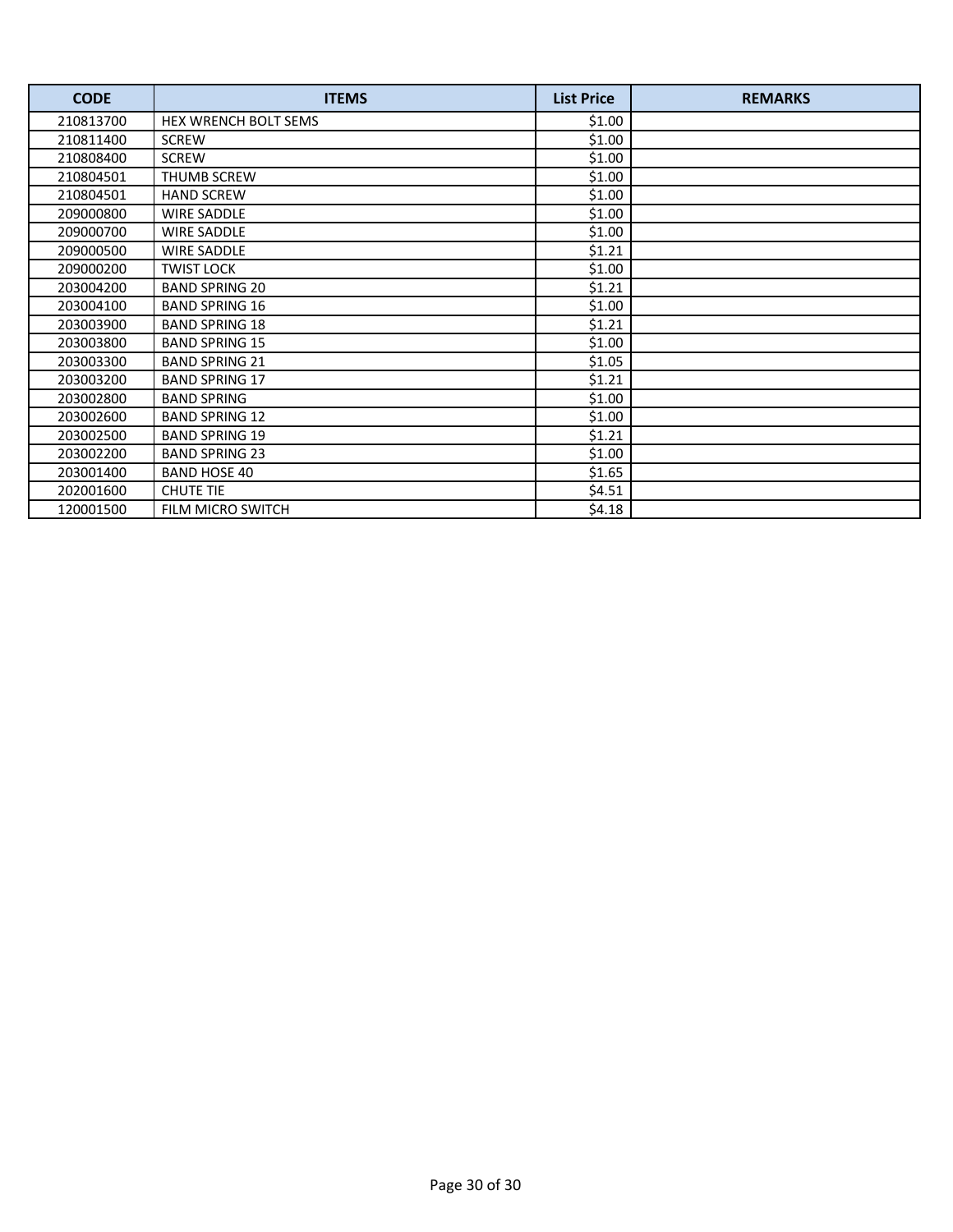| CODE | ITEMS | List Price | REMARKS |
|---|---|---|---|
| 210813700 | HEX WRENCH BOLT SEMS | $1.00 | |
| 210811400 | SCREW | $1.00 | |
| 210808400 | SCREW | $1.00 | |
| 210804501 | THUMB SCREW | $1.00 | |
| 210804501 | HAND SCREW | $1.00 | |
| 209000800 | WIRE SADDLE | $1.00 | |
| 209000700 | WIRE SADDLE | $1.00 | |
| 209000500 | WIRE SADDLE | $1.21 | |
| 209000200 | TWIST LOCK | $1.00 | |
| 203004200 | BAND SPRING 20 | $1.21 | |
| 203004100 | BAND SPRING 16 | $1.00 | |
| 203003900 | BAND SPRING 18 | $1.21 | |
| 203003800 | BAND SPRING 15 | $1.00 | |
| 203003300 | BAND SPRING 21 | $1.05 | |
| 203003200 | BAND SPRING 17 | $1.21 | |
| 203002800 | BAND SPRING | $1.00 | |
| 203002600 | BAND SPRING 12 | $1.00 | |
| 203002500 | BAND SPRING 19 | $1.21 | |
| 203002200 | BAND SPRING 23 | $1.00 | |
| 203001400 | BAND HOSE 40 | $1.65 | |
| 202001600 | CHUTE TIE | $4.51 | |
| 120001500 | FILM MICRO SWITCH | $4.18 | |